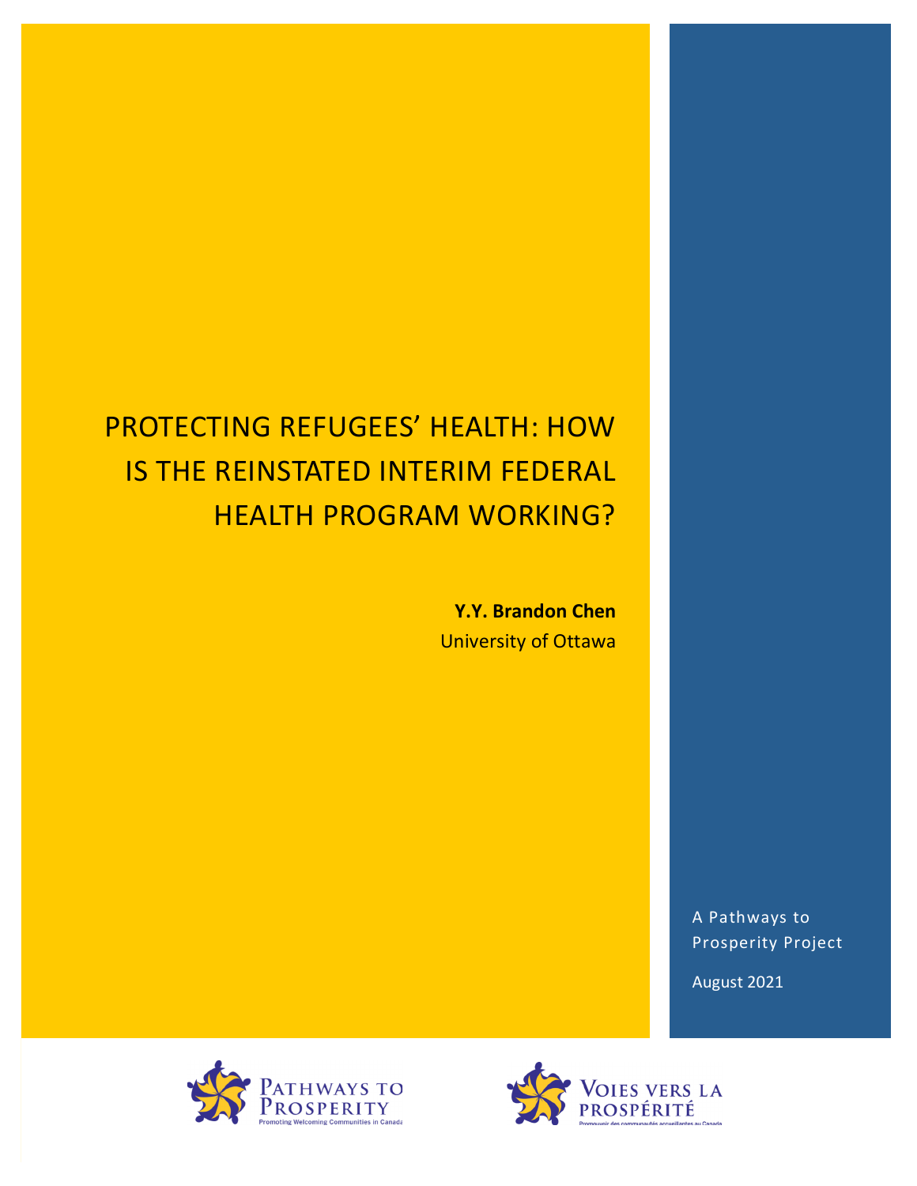# PROTECTING REFUGEES' HEALTH: HOW IS THE REINSTATED INTERIM FEDERAL HEALTH PROGRAM WORKING?

**Y.Y. Brandon Chen**
University of Ottawa

A Pathways to Prosperity Project

August 2021

Pathways to Prosperity
Promoting Welcoming Communities in Canada

Voies vers la prospérité
Promouvoir des communautés accueillantes au Canada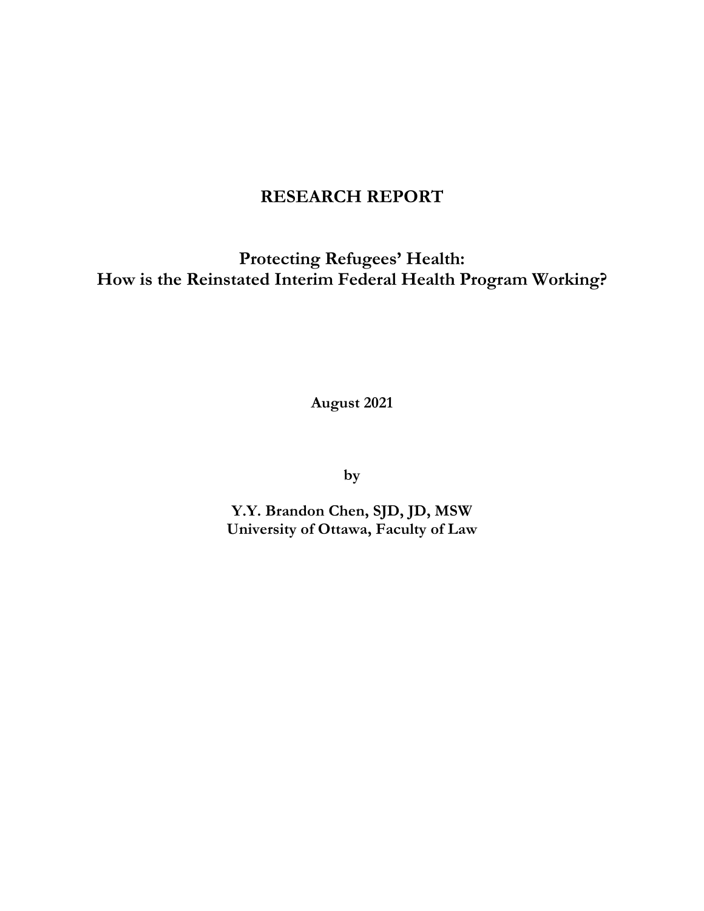# RESEARCH REPORT

## Protecting Refugees' Health: How is the Reinstated Interim Federal Health Program Working?

**August 2021**

**by**

**Y.Y. Brandon Chen, SJD, JD, MSW**
**University of Ottawa, Faculty of Law**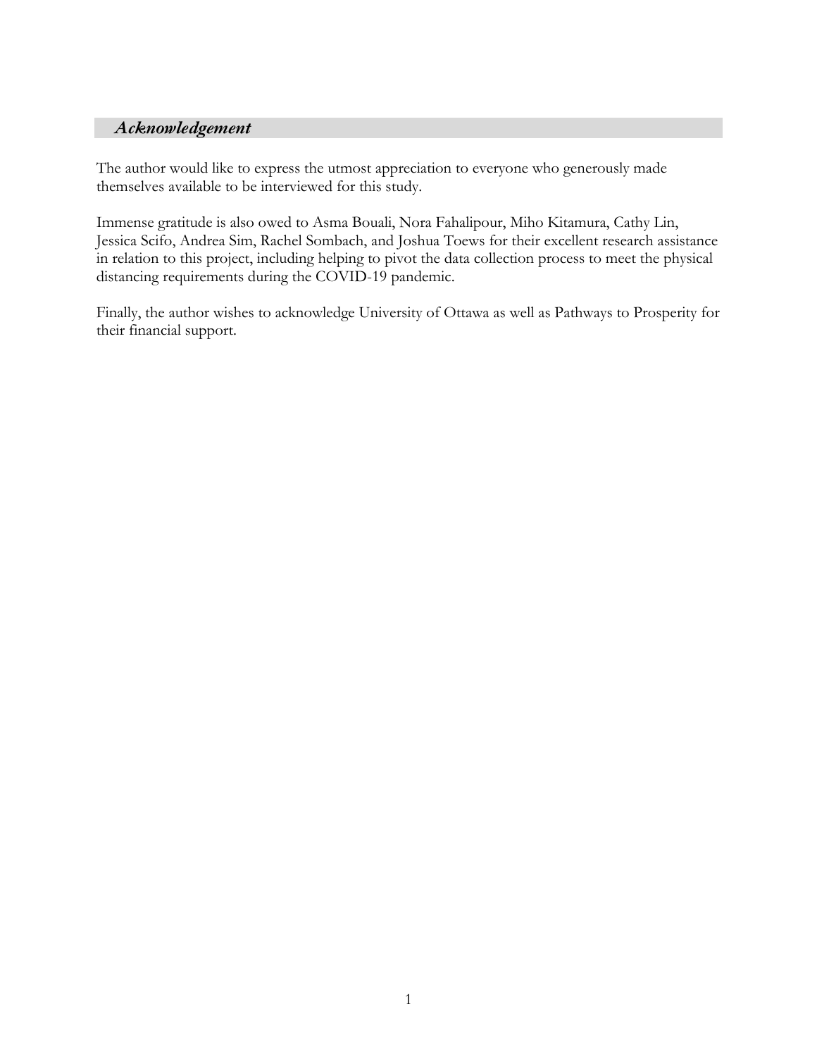## *Acknowledgement*

The author would like to express the utmost appreciation to everyone who generously made themselves available to be interviewed for this study.

Immense gratitude is also owed to Asma Bouali, Nora Fahalipour, Miho Kitamura, Cathy Lin, Jessica Scifo, Andrea Sim, Rachel Sombach, and Joshua Toews for their excellent research assistance in relation to this project, including helping to pivot the data collection process to meet the physical distancing requirements during the COVID-19 pandemic.

Finally, the author wishes to acknowledge University of Ottawa as well as Pathways to Prosperity for their financial support.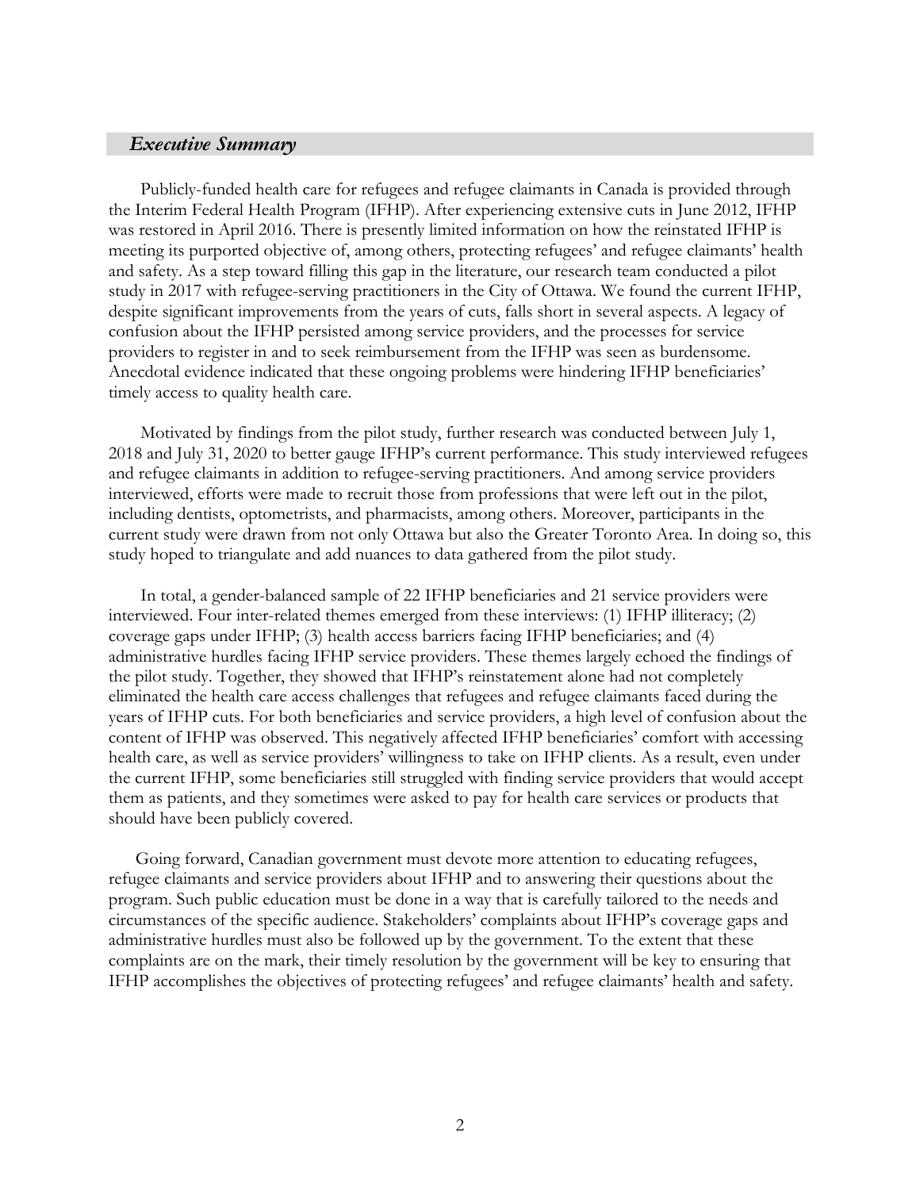## *Executive Summary*

Publicly-funded health care for refugees and refugee claimants in Canada is provided through the Interim Federal Health Program (IFHP). After experiencing extensive cuts in June 2012, IFHP was restored in April 2016. There is presently limited information on how the reinstated IFHP is meeting its purported objective of, among others, protecting refugees' and refugee claimants' health and safety. As a step toward filling this gap in the literature, our research team conducted a pilot study in 2017 with refugee-serving practitioners in the City of Ottawa. We found the current IFHP, despite significant improvements from the years of cuts, falls short in several aspects. A legacy of confusion about the IFHP persisted among service providers, and the processes for service providers to register in and to seek reimbursement from the IFHP was seen as burdensome. Anecdotal evidence indicated that these ongoing problems were hindering IFHP beneficiaries' timely access to quality health care.

Motivated by findings from the pilot study, further research was conducted between July 1, 2018 and July 31, 2020 to better gauge IFHP's current performance. This study interviewed refugees and refugee claimants in addition to refugee-serving practitioners. And among service providers interviewed, efforts were made to recruit those from professions that were left out in the pilot, including dentists, optometrists, and pharmacists, among others. Moreover, participants in the current study were drawn from not only Ottawa but also the Greater Toronto Area. In doing so, this study hoped to triangulate and add nuances to data gathered from the pilot study.

In total, a gender-balanced sample of 22 IFHP beneficiaries and 21 service providers were interviewed. Four inter-related themes emerged from these interviews: (1) IFHP illiteracy; (2) coverage gaps under IFHP; (3) health access barriers facing IFHP beneficiaries; and (4) administrative hurdles facing IFHP service providers. These themes largely echoed the findings of the pilot study. Together, they showed that IFHP's reinstatement alone had not completely eliminated the health care access challenges that refugees and refugee claimants faced during the years of IFHP cuts. For both beneficiaries and service providers, a high level of confusion about the content of IFHP was observed. This negatively affected IFHP beneficiaries' comfort with accessing health care, as well as service providers' willingness to take on IFHP clients. As a result, even under the current IFHP, some beneficiaries still struggled with finding service providers that would accept them as patients, and they sometimes were asked to pay for health care services or products that should have been publicly covered.

Going forward, Canadian government must devote more attention to educating refugees, refugee claimants and service providers about IFHP and to answering their questions about the program. Such public education must be done in a way that is carefully tailored to the needs and circumstances of the specific audience. Stakeholders' complaints about IFHP's coverage gaps and administrative hurdles must also be followed up by the government. To the extent that these complaints are on the mark, their timely resolution by the government will be key to ensuring that IFHP accomplishes the objectives of protecting refugees' and refugee claimants' health and safety.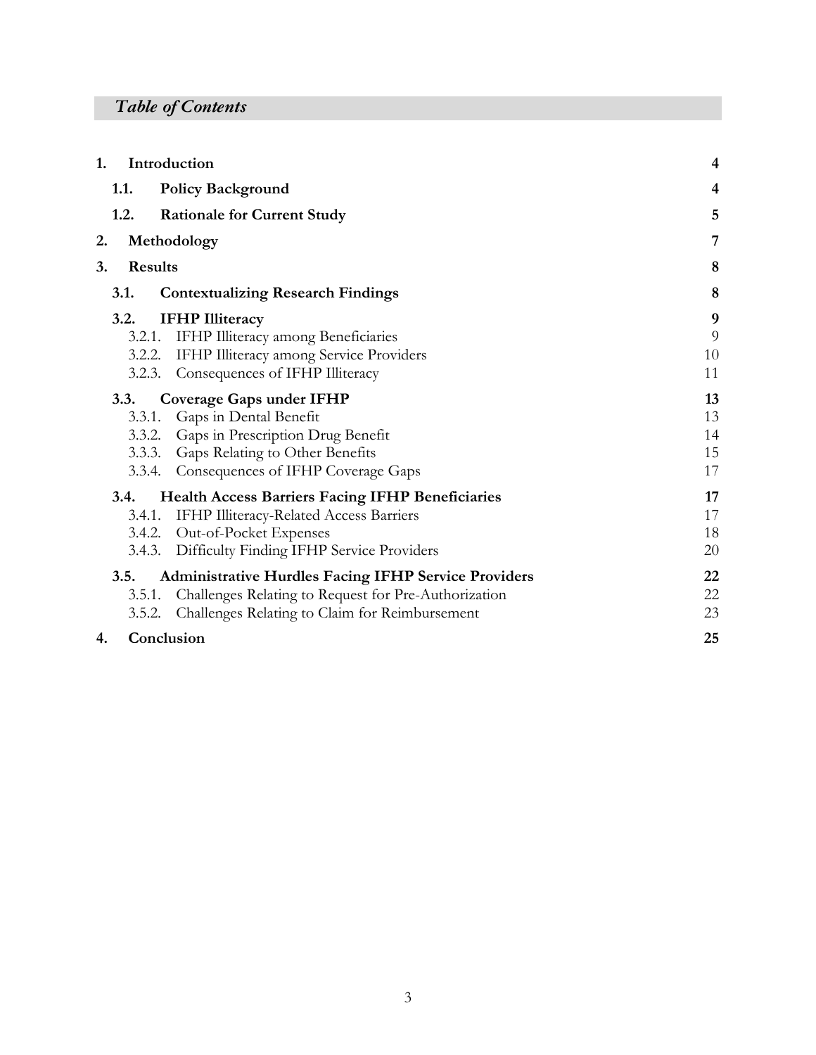## *Table of Contents*

| | | |
|---|---|---|
| **1.** | **Introduction** | **4** |
| **1.1.** | **Policy Background** | **4** |
| **1.2.** | **Rationale for Current Study** | **5** |
| **2.** | **Methodology** | **7** |
| **3.** | **Results** | **8** |
| **3.1.** | **Contextualizing Research Findings** | **8** |
| **3.2.** | **IFHP Illiteracy** | **9** |
| 3.2.1. | IFHP Illiteracy among Beneficiaries | 9 |
| 3.2.2. | IFHP Illiteracy among Service Providers | 10 |
| 3.2.3. | Consequences of IFHP Illiteracy | 11 |
| **3.3.** | **Coverage Gaps under IFHP** | **13** |
| 3.3.1. | Gaps in Dental Benefit | 13 |
| 3.3.2. | Gaps in Prescription Drug Benefit | 14 |
| 3.3.3. | Gaps Relating to Other Benefits | 15 |
| 3.3.4. | Consequences of IFHP Coverage Gaps | 17 |
| **3.4.** | **Health Access Barriers Facing IFHP Beneficiaries** | **17** |
| 3.4.1. | IFHP Illiteracy-Related Access Barriers | 17 |
| 3.4.2. | Out-of-Pocket Expenses | 18 |
| 3.4.3. | Difficulty Finding IFHP Service Providers | 20 |
| **3.5.** | **Administrative Hurdles Facing IFHP Service Providers** | **22** |
| 3.5.1. | Challenges Relating to Request for Pre-Authorization | 22 |
| 3.5.2. | Challenges Relating to Claim for Reimbursement | 23 |
| **4.** | **Conclusion** | **25** |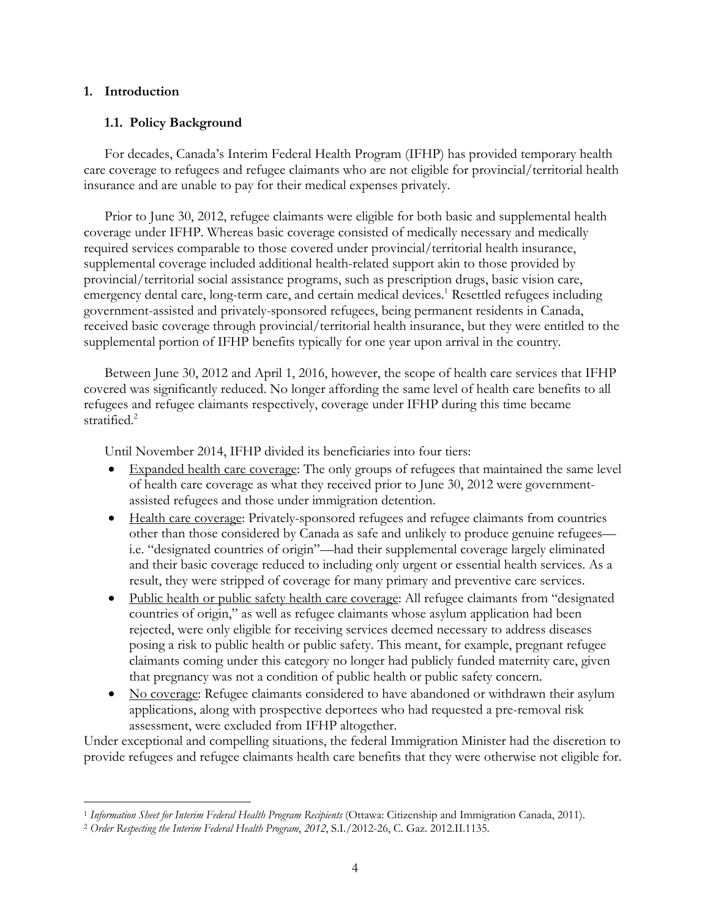# 1. Introduction

## 1.1. Policy Background

For decades, Canada's Interim Federal Health Program (IFHP) has provided temporary health care coverage to refugees and refugee claimants who are not eligible for provincial/territorial health insurance and are unable to pay for their medical expenses privately.

Prior to June 30, 2012, refugee claimants were eligible for both basic and supplemental health coverage under IFHP. Whereas basic coverage consisted of medically necessary and medically required services comparable to those covered under provincial/territorial health insurance, supplemental coverage included additional health-related support akin to those provided by provincial/territorial social assistance programs, such as prescription drugs, basic vision care, emergency dental care, long-term care, and certain medical devices.[1] Resettled refugees including government-assisted and privately-sponsored refugees, being permanent residents in Canada, received basic coverage through provincial/territorial health insurance, but they were entitled to the supplemental portion of IFHP benefits typically for one year upon arrival in the country.

Between June 30, 2012 and April 1, 2016, however, the scope of health care services that IFHP covered was significantly reduced. No longer affording the same level of health care benefits to all refugees and refugee claimants respectively, coverage under IFHP during this time became stratified.[2]

Until November 2014, IFHP divided its beneficiaries into four tiers:

- Expanded health care coverage: The only groups of refugees that maintained the same level of health care coverage as what they received prior to June 30, 2012 were government-assisted refugees and those under immigration detention.
- Health care coverage: Privately-sponsored refugees and refugee claimants from countries other than those considered by Canada as safe and unlikely to produce genuine refugees—i.e. "designated countries of origin"—had their supplemental coverage largely eliminated and their basic coverage reduced to including only urgent or essential health services. As a result, they were stripped of coverage for many primary and preventive care services.
- Public health or public safety health care coverage: All refugee claimants from "designated countries of origin," as well as refugee claimants whose asylum application had been rejected, were only eligible for receiving services deemed necessary to address diseases posing a risk to public health or public safety. This meant, for example, pregnant refugee claimants coming under this category no longer had publicly funded maternity care, given that pregnancy was not a condition of public health or public safety concern.
- No coverage: Refugee claimants considered to have abandoned or withdrawn their asylum applications, along with prospective deportees who had requested a pre-removal risk assessment, were excluded from IFHP altogether.

Under exceptional and compelling situations, the federal Immigration Minister had the discretion to provide refugees and refugee claimants health care benefits that they were otherwise not eligible for.

---

[1] *Information Sheet for Interim Federal Health Program Recipients* (Ottawa: Citizenship and Immigration Canada, 2011).

[2] *Order Respecting the Interim Federal Health Program, 2012*, S.I./2012-26, C. Gaz. 2012.II.1135.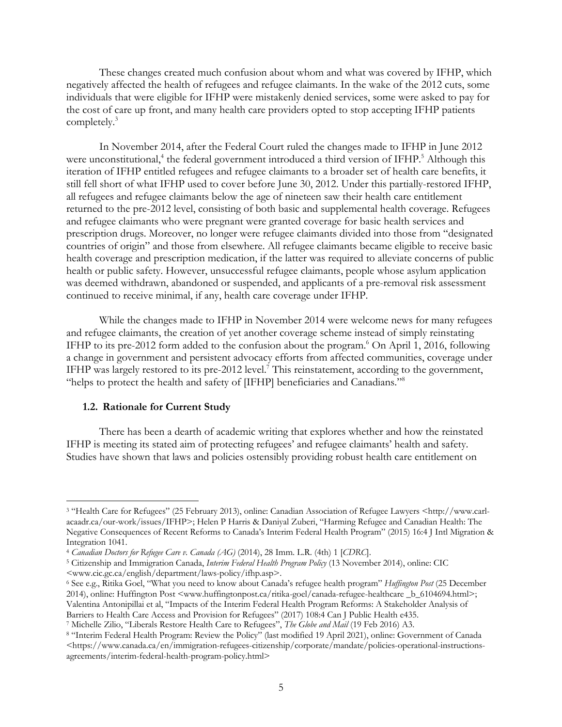These changes created much confusion about whom and what was covered by IFHP, which negatively affected the health of refugees and refugee claimants. In the wake of the 2012 cuts, some individuals that were eligible for IFHP were mistakenly denied services, some were asked to pay for the cost of care up front, and many health care providers opted to stop accepting IFHP patients completely.[3]

In November 2014, after the Federal Court ruled the changes made to IFHP in June 2012 were unconstitutional,[4] the federal government introduced a third version of IFHP.[5] Although this iteration of IFHP entitled refugees and refugee claimants to a broader set of health care benefits, it still fell short of what IFHP used to cover before June 30, 2012. Under this partially-restored IFHP, all refugees and refugee claimants below the age of nineteen saw their health care entitlement returned to the pre-2012 level, consisting of both basic and supplemental health coverage. Refugees and refugee claimants who were pregnant were granted coverage for basic health services and prescription drugs. Moreover, no longer were refugee claimants divided into those from "designated countries of origin" and those from elsewhere. All refugee claimants became eligible to receive basic health coverage and prescription medication, if the latter was required to alleviate concerns of public health or public safety. However, unsuccessful refugee claimants, people whose asylum application was deemed withdrawn, abandoned or suspended, and applicants of a pre-removal risk assessment continued to receive minimal, if any, health care coverage under IFHP.

While the changes made to IFHP in November 2014 were welcome news for many refugees and refugee claimants, the creation of yet another coverage scheme instead of simply reinstating IFHP to its pre-2012 form added to the confusion about the program.[6] On April 1, 2016, following a change in government and persistent advocacy efforts from affected communities, coverage under IFHP was largely restored to its pre-2012 level.[7] This reinstatement, according to the government, "helps to protect the health and safety of [IFHP] beneficiaries and Canadians."[8]

### 1.2. Rationale for Current Study

There has been a dearth of academic writing that explores whether and how the reinstated IFHP is meeting its stated aim of protecting refugees' and refugee claimants' health and safety. Studies have shown that laws and policies ostensibly providing robust health care entitlement on

---

[3] "Health Care for Refugees" (25 February 2013), online: Canadian Association of Refugee Lawyers <http://www.carl-acaadr.ca/our-work/issues/IFHP>; Helen P Harris & Daniyal Zuberi, "Harming Refugee and Canadian Health: The Negative Consequences of Recent Reforms to Canada's Interim Federal Health Program" (2015) 16:4 J Intl Migration & Integration 1041.

[4] *Canadian Doctors for Refugee Care v. Canada (AG)* (2014), 28 Imm. L.R. (4th) 1 [*CDRC*].

[5] Citizenship and Immigration Canada, *Interim Federal Health Program Policy* (13 November 2014), online: CIC <www.cic.gc.ca/english/department/laws-policy/ifhp.asp>.

[6] See e.g., Ritika Goel, "What you need to know about Canada's refugee health program" *Huffington Post* (25 December 2014), online: Huffington Post <www.huffingtonpost.ca/ritika-goel/canada-refugee-healthcare _b_6104694.html>; Valentina Antonipillai et al, "Impacts of the Interim Federal Health Program Reforms: A Stakeholder Analysis of Barriers to Health Care Access and Provision for Refugees" (2017) 108:4 Can J Public Health e435.

[7] Michelle Zilio, "Liberals Restore Health Care to Refugees", *The Globe and Mail* (19 Feb 2016) A3.

[8] "Interim Federal Health Program: Review the Policy" (last modified 19 April 2021), online: Government of Canada <https://www.canada.ca/en/immigration-refugees-citizenship/corporate/mandate/policies-operational-instructions-agreements/interim-federal-health-program-policy.html>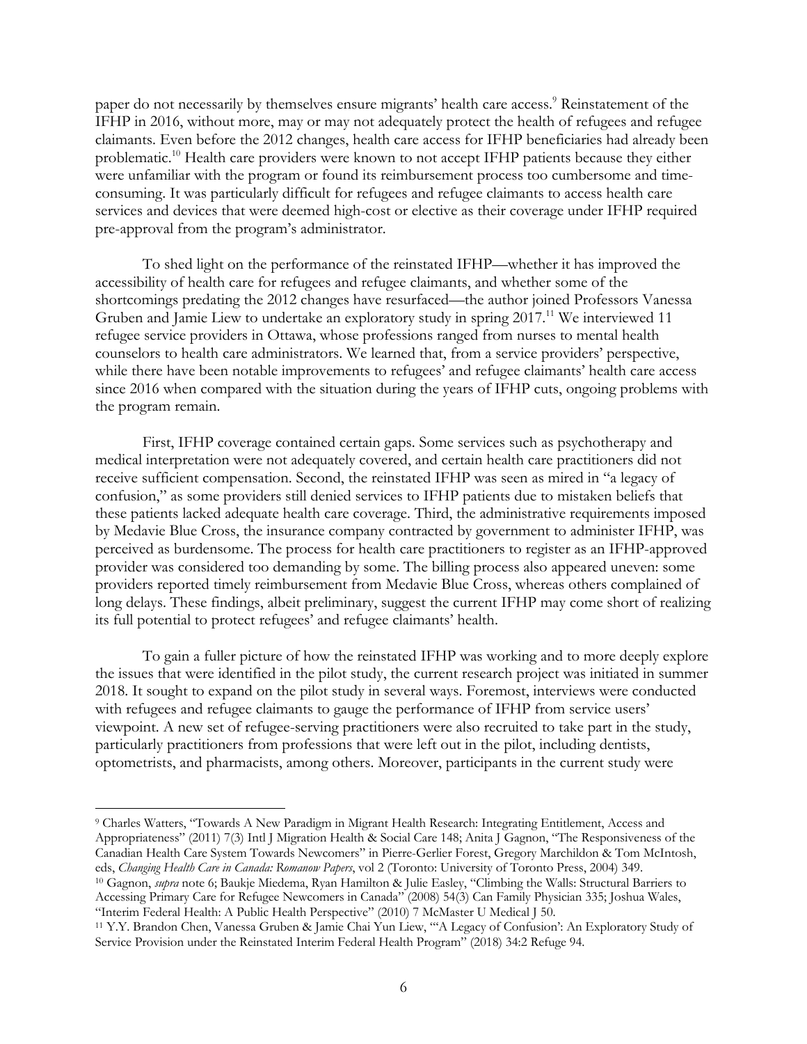paper do not necessarily by themselves ensure migrants' health care access.[9] Reinstatement of the IFHP in 2016, without more, may or may not adequately protect the health of refugees and refugee claimants. Even before the 2012 changes, health care access for IFHP beneficiaries had already been problematic.[10] Health care providers were known to not accept IFHP patients because they either were unfamiliar with the program or found its reimbursement process too cumbersome and time-consuming. It was particularly difficult for refugees and refugee claimants to access health care services and devices that were deemed high-cost or elective as their coverage under IFHP required pre-approval from the program's administrator.

To shed light on the performance of the reinstated IFHP—whether it has improved the accessibility of health care for refugees and refugee claimants, and whether some of the shortcomings predating the 2012 changes have resurfaced—the author joined Professors Vanessa Gruben and Jamie Liew to undertake an exploratory study in spring 2017.[11] We interviewed 11 refugee service providers in Ottawa, whose professions ranged from nurses to mental health counselors to health care administrators. We learned that, from a service providers' perspective, while there have been notable improvements to refugees' and refugee claimants' health care access since 2016 when compared with the situation during the years of IFHP cuts, ongoing problems with the program remain.

First, IFHP coverage contained certain gaps. Some services such as psychotherapy and medical interpretation were not adequately covered, and certain health care practitioners did not receive sufficient compensation. Second, the reinstated IFHP was seen as mired in "a legacy of confusion," as some providers still denied services to IFHP patients due to mistaken beliefs that these patients lacked adequate health care coverage. Third, the administrative requirements imposed by Medavie Blue Cross, the insurance company contracted by government to administer IFHP, was perceived as burdensome. The process for health care practitioners to register as an IFHP-approved provider was considered too demanding by some. The billing process also appeared uneven: some providers reported timely reimbursement from Medavie Blue Cross, whereas others complained of long delays. These findings, albeit preliminary, suggest the current IFHP may come short of realizing its full potential to protect refugees' and refugee claimants' health.

To gain a fuller picture of how the reinstated IFHP was working and to more deeply explore the issues that were identified in the pilot study, the current research project was initiated in summer 2018. It sought to expand on the pilot study in several ways. Foremost, interviews were conducted with refugees and refugee claimants to gauge the performance of IFHP from service users' viewpoint. A new set of refugee-serving practitioners were also recruited to take part in the study, particularly practitioners from professions that were left out in the pilot, including dentists, optometrists, and pharmacists, among others. Moreover, participants in the current study were

---

[9] Charles Watters, "Towards A New Paradigm in Migrant Health Research: Integrating Entitlement, Access and Appropriateness" (2011) 7(3) Intl J Migration Health & Social Care 148; Anita J Gagnon, "The Responsiveness of the Canadian Health Care System Towards Newcomers" in Pierre-Gerlier Forest, Gregory Marchildon & Tom McIntosh, eds, *Changing Health Care in Canada: Romanow Papers*, vol 2 (Toronto: University of Toronto Press, 2004) 349.

[10] Gagnon, *supra* note 6; Baukje Miedema, Ryan Hamilton & Julie Easley, "Climbing the Walls: Structural Barriers to Accessing Primary Care for Refugee Newcomers in Canada" (2008) 54(3) Can Family Physician 335; Joshua Wales, "Interim Federal Health: A Public Health Perspective" (2010) 7 McMaster U Medical J 50.

[11] Y.Y. Brandon Chen, Vanessa Gruben & Jamie Chai Yun Liew, "'A Legacy of Confusion': An Exploratory Study of Service Provision under the Reinstated Interim Federal Health Program" (2018) 34:2 Refuge 94.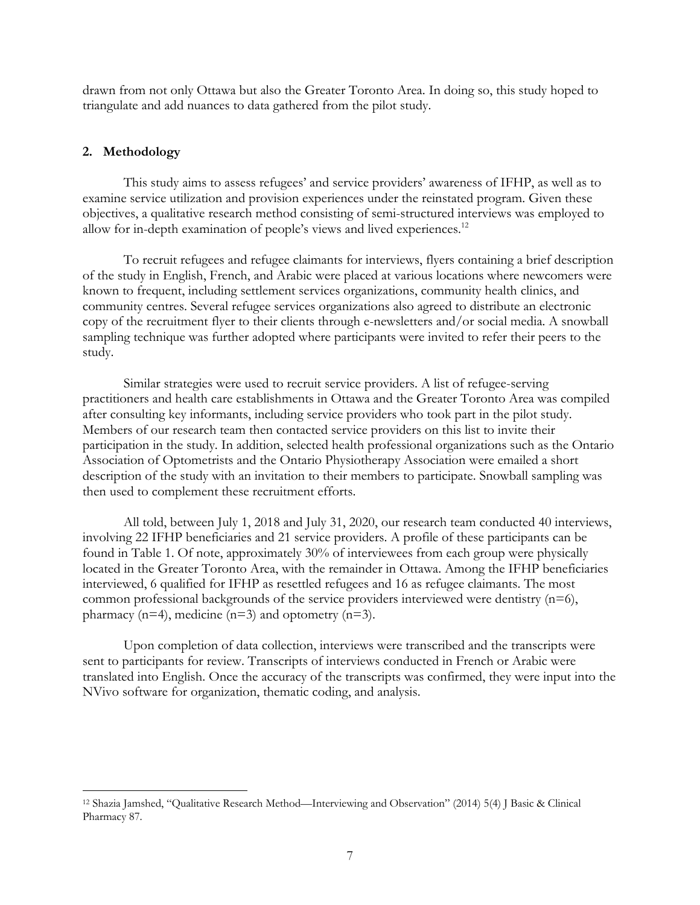drawn from not only Ottawa but also the Greater Toronto Area. In doing so, this study hoped to triangulate and add nuances to data gathered from the pilot study.

## 2. Methodology

This study aims to assess refugees' and service providers' awareness of IFHP, as well as to examine service utilization and provision experiences under the reinstated program. Given these objectives, a qualitative research method consisting of semi-structured interviews was employed to allow for in-depth examination of people's views and lived experiences.[12]

To recruit refugees and refugee claimants for interviews, flyers containing a brief description of the study in English, French, and Arabic were placed at various locations where newcomers were known to frequent, including settlement services organizations, community health clinics, and community centres. Several refugee services organizations also agreed to distribute an electronic copy of the recruitment flyer to their clients through e-newsletters and/or social media. A snowball sampling technique was further adopted where participants were invited to refer their peers to the study.

Similar strategies were used to recruit service providers. A list of refugee-serving practitioners and health care establishments in Ottawa and the Greater Toronto Area was compiled after consulting key informants, including service providers who took part in the pilot study. Members of our research team then contacted service providers on this list to invite their participation in the study. In addition, selected health professional organizations such as the Ontario Association of Optometrists and the Ontario Physiotherapy Association were emailed a short description of the study with an invitation to their members to participate. Snowball sampling was then used to complement these recruitment efforts.

All told, between July 1, 2018 and July 31, 2020, our research team conducted 40 interviews, involving 22 IFHP beneficiaries and 21 service providers. A profile of these participants can be found in Table 1. Of note, approximately 30% of interviewees from each group were physically located in the Greater Toronto Area, with the remainder in Ottawa. Among the IFHP beneficiaries interviewed, 6 qualified for IFHP as resettled refugees and 16 as refugee claimants. The most common professional backgrounds of the service providers interviewed were dentistry (n=6), pharmacy (n=4), medicine (n=3) and optometry (n=3).

Upon completion of data collection, interviews were transcribed and the transcripts were sent to participants for review. Transcripts of interviews conducted in French or Arabic were translated into English. Once the accuracy of the transcripts was confirmed, they were input into the NVivo software for organization, thematic coding, and analysis.

---

[12] Shazia Jamshed, "Qualitative Research Method—Interviewing and Observation" (2014) 5(4) J Basic & Clinical Pharmacy 87.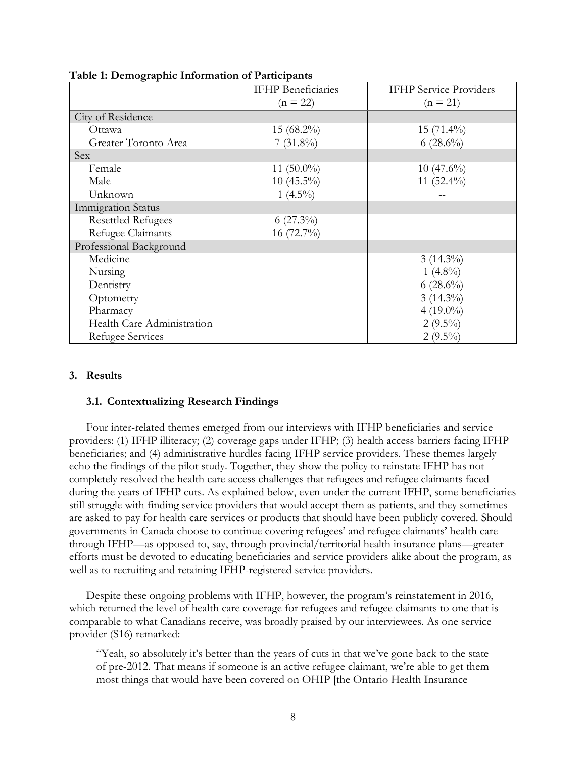**Table 1: Demographic Information of Participants**

| | IFHP Beneficiaries (n = 22) | IFHP Service Providers (n = 21) |
|---|---|---|
| City of Residence | | |
| Ottawa | 15 (68.2%) | 15 (71.4%) |
| Greater Toronto Area | 7 (31.8%) | 6 (28.6%) |
| Sex | | |
| Female | 11 (50.0%) | 10 (47.6%) |
| Male | 10 (45.5%) | 11 (52.4%) |
| Unknown | 1 (4.5%) | -- |
| Immigration Status | | |
| Resettled Refugees | 6 (27.3%) | |
| Refugee Claimants | 16 (72.7%) | |
| Professional Background | | |
| Medicine | | 3 (14.3%) |
| Nursing | | 1 (4.8%) |
| Dentistry | | 6 (28.6%) |
| Optometry | | 3 (14.3%) |
| Pharmacy | | 4 (19.0%) |
| Health Care Administration | | 2 (9.5%) |
| Refugee Services | | 2 (9.5%) |

## 3. Results

### 3.1. Contextualizing Research Findings

Four inter-related themes emerged from our interviews with IFHP beneficiaries and service providers: (1) IFHP illiteracy; (2) coverage gaps under IFHP; (3) health access barriers facing IFHP beneficiaries; and (4) administrative hurdles facing IFHP service providers. These themes largely echo the findings of the pilot study. Together, they show the policy to reinstate IFHP has not completely resolved the health care access challenges that refugees and refugee claimants faced during the years of IFHP cuts. As explained below, even under the current IFHP, some beneficiaries still struggle with finding service providers that would accept them as patients, and they sometimes are asked to pay for health care services or products that should have been publicly covered. Should governments in Canada choose to continue covering refugees' and refugee claimants' health care through IFHP—as opposed to, say, through provincial/territorial health insurance plans—greater efforts must be devoted to educating beneficiaries and service providers alike about the program, as well as to recruiting and retaining IFHP-registered service providers.

Despite these ongoing problems with IFHP, however, the program's reinstatement in 2016, which returned the level of health care coverage for refugees and refugee claimants to one that is comparable to what Canadians receive, was broadly praised by our interviewees. As one service provider (S16) remarked:

> "Yeah, so absolutely it's better than the years of cuts in that we've gone back to the state of pre-2012. That means if someone is an active refugee claimant, we're able to get them most things that would have been covered on OHIP [the Ontario Health Insurance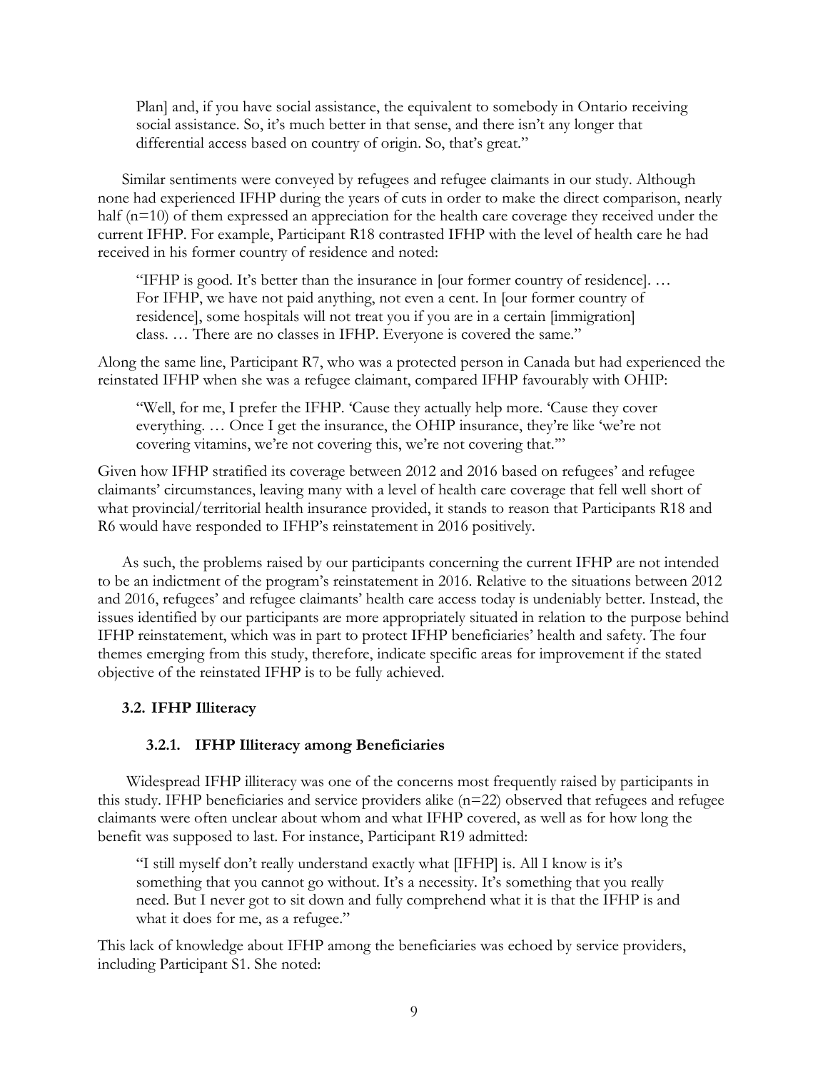Plan] and, if you have social assistance, the equivalent to somebody in Ontario receiving social assistance. So, it's much better in that sense, and there isn't any longer that differential access based on country of origin. So, that's great."

Similar sentiments were conveyed by refugees and refugee claimants in our study. Although none had experienced IFHP during the years of cuts in order to make the direct comparison, nearly half (n=10) of them expressed an appreciation for the health care coverage they received under the current IFHP. For example, Participant R18 contrasted IFHP with the level of health care he had received in his former country of residence and noted:

> "IFHP is good. It's better than the insurance in [our former country of residence]. … For IFHP, we have not paid anything, not even a cent. In [our former country of residence], some hospitals will not treat you if you are in a certain [immigration] class. … There are no classes in IFHP. Everyone is covered the same."

Along the same line, Participant R7, who was a protected person in Canada but had experienced the reinstated IFHP when she was a refugee claimant, compared IFHP favourably with OHIP:

> "Well, for me, I prefer the IFHP. 'Cause they actually help more. 'Cause they cover everything. … Once I get the insurance, the OHIP insurance, they're like 'we're not covering vitamins, we're not covering this, we're not covering that.'"

Given how IFHP stratified its coverage between 2012 and 2016 based on refugees' and refugee claimants' circumstances, leaving many with a level of health care coverage that fell well short of what provincial/territorial health insurance provided, it stands to reason that Participants R18 and R6 would have responded to IFHP's reinstatement in 2016 positively.

As such, the problems raised by our participants concerning the current IFHP are not intended to be an indictment of the program's reinstatement in 2016. Relative to the situations between 2012 and 2016, refugees' and refugee claimants' health care access today is undeniably better. Instead, the issues identified by our participants are more appropriately situated in relation to the purpose behind IFHP reinstatement, which was in part to protect IFHP beneficiaries' health and safety. The four themes emerging from this study, therefore, indicate specific areas for improvement if the stated objective of the reinstated IFHP is to be fully achieved.

### 3.2. IFHP Illiteracy

#### 3.2.1. IFHP Illiteracy among Beneficiaries

Widespread IFHP illiteracy was one of the concerns most frequently raised by participants in this study. IFHP beneficiaries and service providers alike (n=22) observed that refugees and refugee claimants were often unclear about whom and what IFHP covered, as well as for how long the benefit was supposed to last. For instance, Participant R19 admitted:

> "I still myself don't really understand exactly what [IFHP] is. All I know is it's something that you cannot go without. It's a necessity. It's something that you really need. But I never got to sit down and fully comprehend what it is that the IFHP is and what it does for me, as a refugee."

This lack of knowledge about IFHP among the beneficiaries was echoed by service providers, including Participant S1. She noted: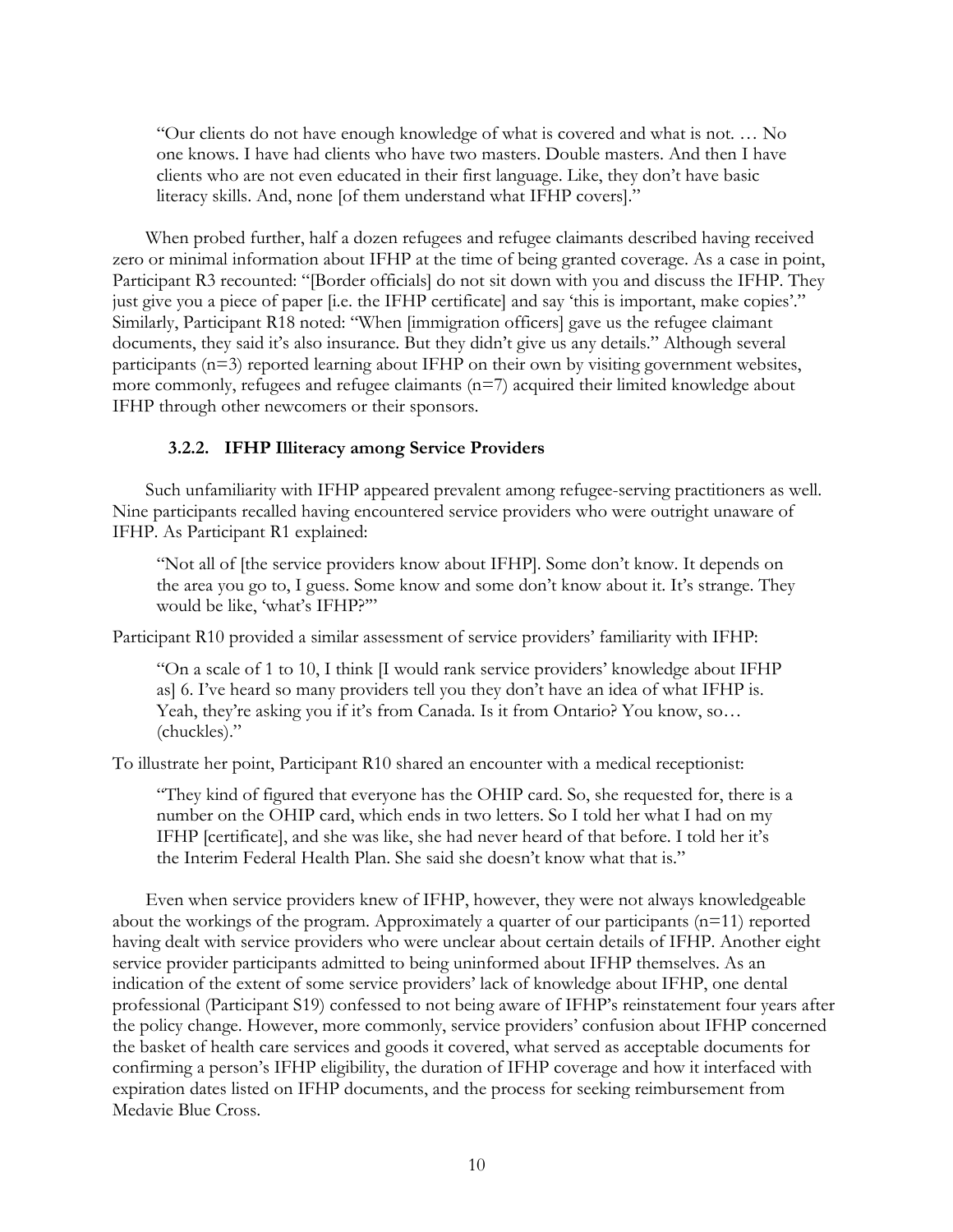> "Our clients do not have enough knowledge of what is covered and what is not. … No one knows. I have had clients who have two masters. Double masters. And then I have clients who are not even educated in their first language. Like, they don't have basic literacy skills. And, none [of them understand what IFHP covers]."

When probed further, half a dozen refugees and refugee claimants described having received zero or minimal information about IFHP at the time of being granted coverage. As a case in point, Participant R3 recounted: "[Border officials] do not sit down with you and discuss the IFHP. They just give you a piece of paper [i.e. the IFHP certificate] and say 'this is important, make copies'." Similarly, Participant R18 noted: "When [immigration officers] gave us the refugee claimant documents, they said it's also insurance. But they didn't give us any details." Although several participants (n=3) reported learning about IFHP on their own by visiting government websites, more commonly, refugees and refugee claimants (n=7) acquired their limited knowledge about IFHP through other newcomers or their sponsors.

### 3.2.2. IFHP Illiteracy among Service Providers

Such unfamiliarity with IFHP appeared prevalent among refugee-serving practitioners as well. Nine participants recalled having encountered service providers who were outright unaware of IFHP. As Participant R1 explained:

> "Not all of [the service providers know about IFHP]. Some don't know. It depends on the area you go to, I guess. Some know and some don't know about it. It's strange. They would be like, 'what's IFHP?'"

Participant R10 provided a similar assessment of service providers' familiarity with IFHP:

> "On a scale of 1 to 10, I think [I would rank service providers' knowledge about IFHP as] 6. I've heard so many providers tell you they don't have an idea of what IFHP is. Yeah, they're asking you if it's from Canada. Is it from Ontario? You know, so… (chuckles)."

To illustrate her point, Participant R10 shared an encounter with a medical receptionist:

> "They kind of figured that everyone has the OHIP card. So, she requested for, there is a number on the OHIP card, which ends in two letters. So I told her what I had on my IFHP [certificate], and she was like, she had never heard of that before. I told her it's the Interim Federal Health Plan. She said she doesn't know what that is."

Even when service providers knew of IFHP, however, they were not always knowledgeable about the workings of the program. Approximately a quarter of our participants (n=11) reported having dealt with service providers who were unclear about certain details of IFHP. Another eight service provider participants admitted to being uninformed about IFHP themselves. As an indication of the extent of some service providers' lack of knowledge about IFHP, one dental professional (Participant S19) confessed to not being aware of IFHP's reinstatement four years after the policy change. However, more commonly, service providers' confusion about IFHP concerned the basket of health care services and goods it covered, what served as acceptable documents for confirming a person's IFHP eligibility, the duration of IFHP coverage and how it interfaced with expiration dates listed on IFHP documents, and the process for seeking reimbursement from Medavie Blue Cross.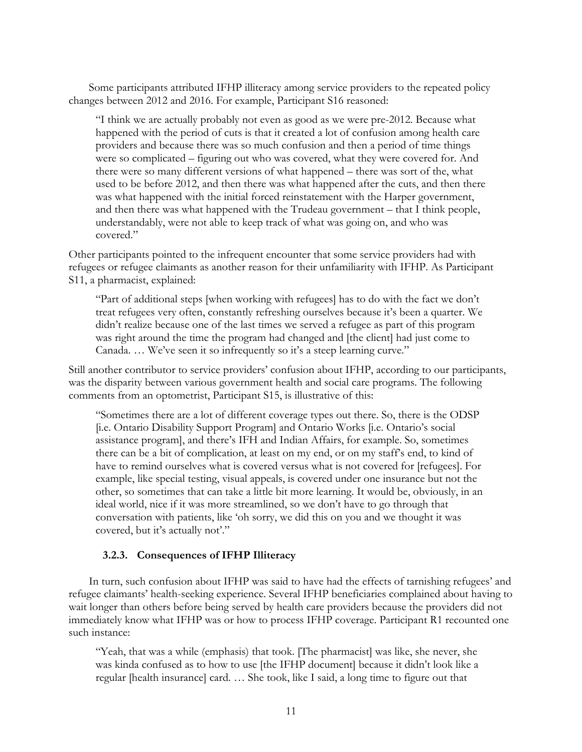Some participants attributed IFHP illiteracy among service providers to the repeated policy changes between 2012 and 2016. For example, Participant S16 reasoned:

> "I think we are actually probably not even as good as we were pre-2012. Because what happened with the period of cuts is that it created a lot of confusion among health care providers and because there was so much confusion and then a period of time things were so complicated – figuring out who was covered, what they were covered for. And there were so many different versions of what happened – there was sort of the, what used to be before 2012, and then there was what happened after the cuts, and then there was what happened with the initial forced reinstatement with the Harper government, and then there was what happened with the Trudeau government – that I think people, understandably, were not able to keep track of what was going on, and who was covered."

Other participants pointed to the infrequent encounter that some service providers had with refugees or refugee claimants as another reason for their unfamiliarity with IFHP. As Participant S11, a pharmacist, explained:

> "Part of additional steps [when working with refugees] has to do with the fact we don't treat refugees very often, constantly refreshing ourselves because it's been a quarter. We didn't realize because one of the last times we served a refugee as part of this program was right around the time the program had changed and [the client] had just come to Canada. … We've seen it so infrequently so it's a steep learning curve."

Still another contributor to service providers' confusion about IFHP, according to our participants, was the disparity between various government health and social care programs. The following comments from an optometrist, Participant S15, is illustrative of this:

> "Sometimes there are a lot of different coverage types out there. So, there is the ODSP [i.e. Ontario Disability Support Program] and Ontario Works [i.e. Ontario's social assistance program], and there's IFH and Indian Affairs, for example. So, sometimes there can be a bit of complication, at least on my end, or on my staff's end, to kind of have to remind ourselves what is covered versus what is not covered for [refugees]. For example, like special testing, visual appeals, is covered under one insurance but not the other, so sometimes that can take a little bit more learning. It would be, obviously, in an ideal world, nice if it was more streamlined, so we don't have to go through that conversation with patients, like 'oh sorry, we did this on you and we thought it was covered, but it's actually not'."

### 3.2.3. Consequences of IFHP Illiteracy

In turn, such confusion about IFHP was said to have had the effects of tarnishing refugees' and refugee claimants' health-seeking experience. Several IFHP beneficiaries complained about having to wait longer than others before being served by health care providers because the providers did not immediately know what IFHP was or how to process IFHP coverage. Participant R1 recounted one such instance:

> "Yeah, that was a while (emphasis) that took. [The pharmacist] was like, she never, she was kinda confused as to how to use [the IFHP document] because it didn't look like a regular [health insurance] card. … She took, like I said, a long time to figure out that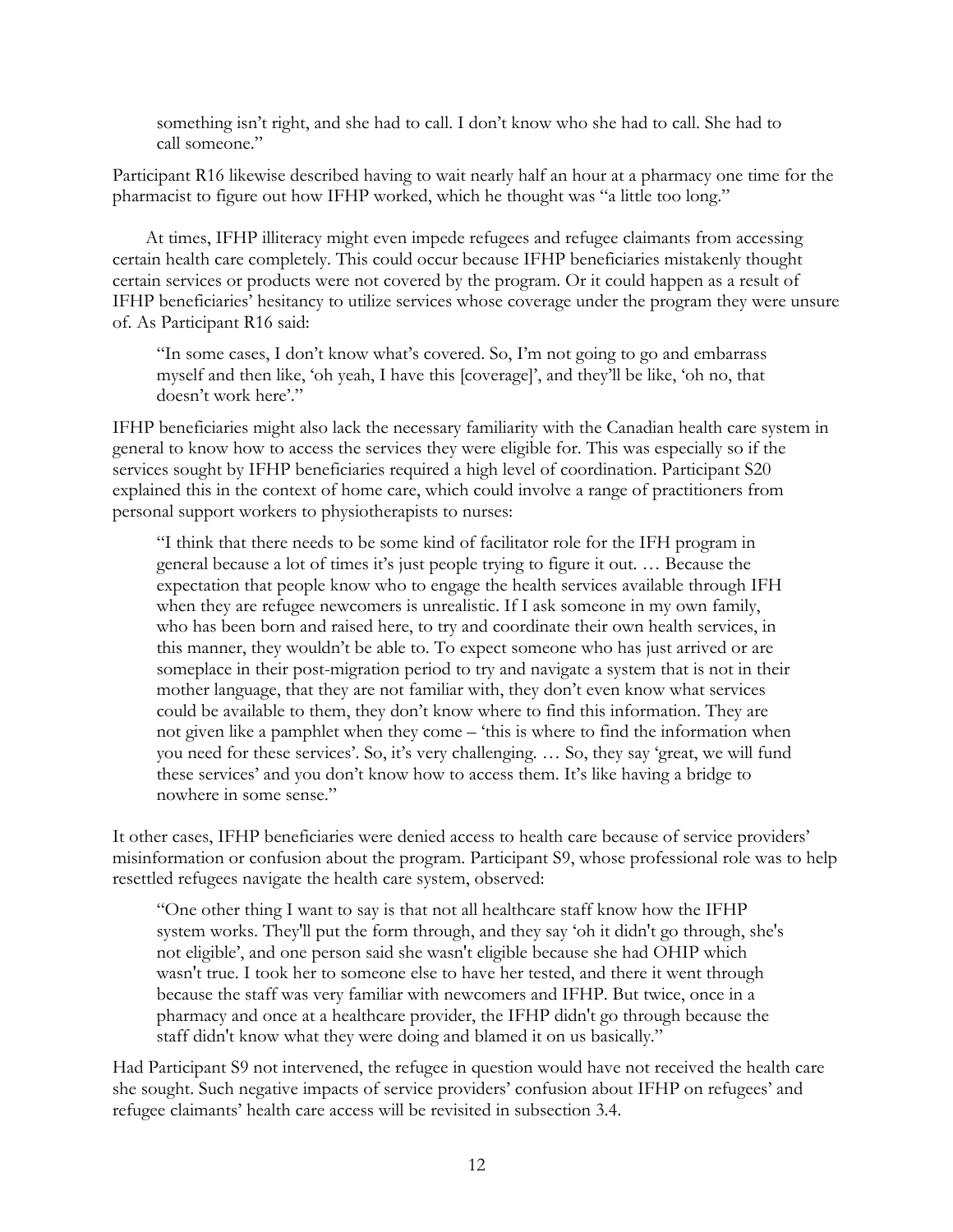something isn't right, and she had to call. I don't know who she had to call. She had to call someone."

Participant R16 likewise described having to wait nearly half an hour at a pharmacy one time for the pharmacist to figure out how IFHP worked, which he thought was "a little too long."

At times, IFHP illiteracy might even impede refugees and refugee claimants from accessing certain health care completely. This could occur because IFHP beneficiaries mistakenly thought certain services or products were not covered by the program. Or it could happen as a result of IFHP beneficiaries' hesitancy to utilize services whose coverage under the program they were unsure of. As Participant R16 said:

> "In some cases, I don't know what's covered. So, I'm not going to go and embarrass myself and then like, 'oh yeah, I have this [coverage]', and they'll be like, 'oh no, that doesn't work here'."

IFHP beneficiaries might also lack the necessary familiarity with the Canadian health care system in general to know how to access the services they were eligible for. This was especially so if the services sought by IFHP beneficiaries required a high level of coordination. Participant S20 explained this in the context of home care, which could involve a range of practitioners from personal support workers to physiotherapists to nurses:

> "I think that there needs to be some kind of facilitator role for the IFH program in general because a lot of times it's just people trying to figure it out. … Because the expectation that people know who to engage the health services available through IFH when they are refugee newcomers is unrealistic. If I ask someone in my own family, who has been born and raised here, to try and coordinate their own health services, in this manner, they wouldn't be able to. To expect someone who has just arrived or are someplace in their post-migration period to try and navigate a system that is not in their mother language, that they are not familiar with, they don't even know what services could be available to them, they don't know where to find this information. They are not given like a pamphlet when they come – 'this is where to find the information when you need for these services'. So, it's very challenging. … So, they say 'great, we will fund these services' and you don't know how to access them. It's like having a bridge to nowhere in some sense."

It other cases, IFHP beneficiaries were denied access to health care because of service providers' misinformation or confusion about the program. Participant S9, whose professional role was to help resettled refugees navigate the health care system, observed:

> "One other thing I want to say is that not all healthcare staff know how the IFHP system works. They'll put the form through, and they say 'oh it didn't go through, she's not eligible', and one person said she wasn't eligible because she had OHIP which wasn't true. I took her to someone else to have her tested, and there it went through because the staff was very familiar with newcomers and IFHP. But twice, once in a pharmacy and once at a healthcare provider, the IFHP didn't go through because the staff didn't know what they were doing and blamed it on us basically."

Had Participant S9 not intervened, the refugee in question would have not received the health care she sought. Such negative impacts of service providers' confusion about IFHP on refugees' and refugee claimants' health care access will be revisited in subsection 3.4.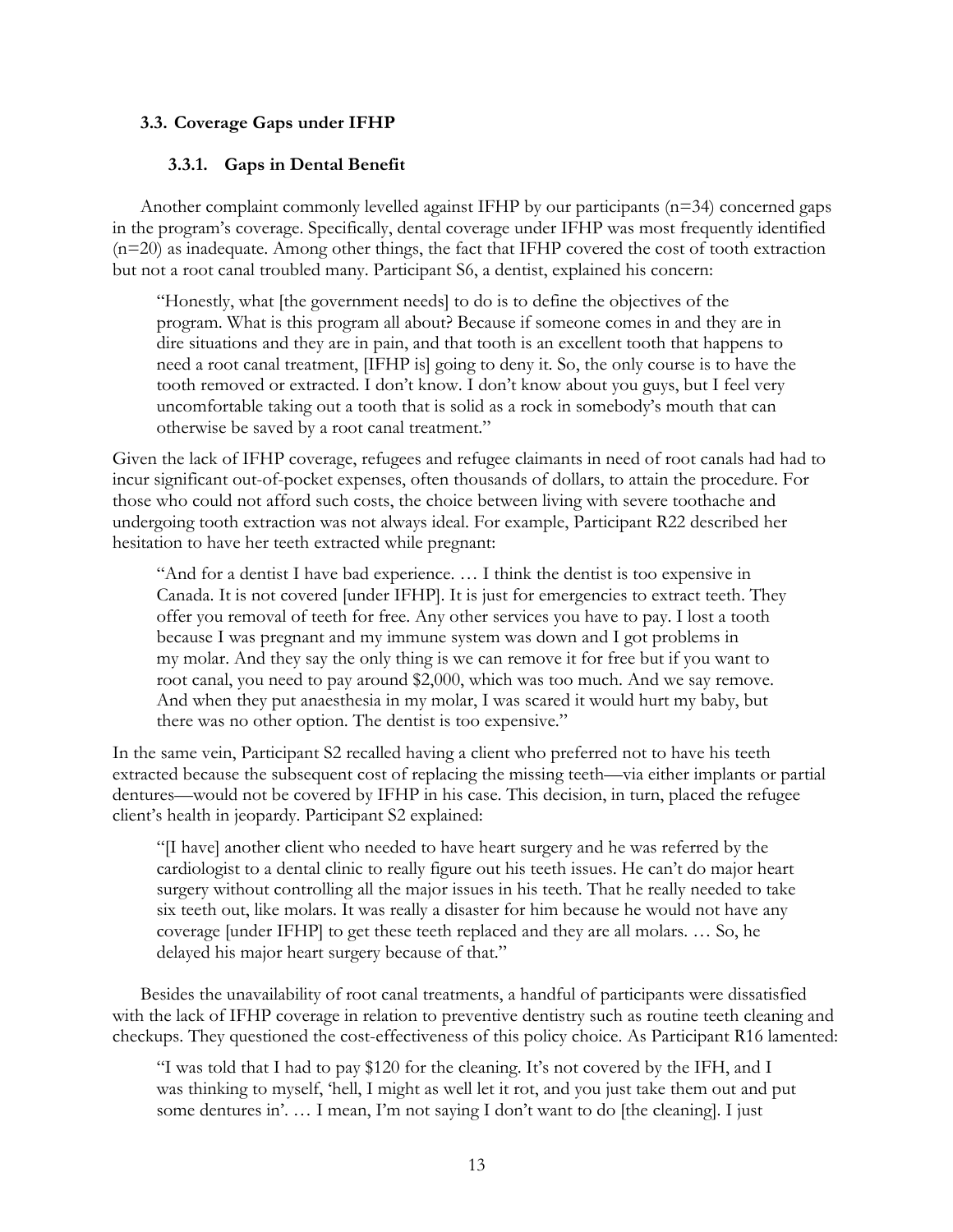### 3.3. Coverage Gaps under IFHP

#### 3.3.1. Gaps in Dental Benefit

Another complaint commonly levelled against IFHP by our participants (n=34) concerned gaps in the program's coverage. Specifically, dental coverage under IFHP was most frequently identified (n=20) as inadequate. Among other things, the fact that IFHP covered the cost of tooth extraction but not a root canal troubled many. Participant S6, a dentist, explained his concern:

> "Honestly, what [the government needs] to do is to define the objectives of the program. What is this program all about? Because if someone comes in and they are in dire situations and they are in pain, and that tooth is an excellent tooth that happens to need a root canal treatment, [IFHP is] going to deny it. So, the only course is to have the tooth removed or extracted. I don't know. I don't know about you guys, but I feel very uncomfortable taking out a tooth that is solid as a rock in somebody's mouth that can otherwise be saved by a root canal treatment."

Given the lack of IFHP coverage, refugees and refugee claimants in need of root canals had had to incur significant out-of-pocket expenses, often thousands of dollars, to attain the procedure. For those who could not afford such costs, the choice between living with severe toothache and undergoing tooth extraction was not always ideal. For example, Participant R22 described her hesitation to have her teeth extracted while pregnant:

> "And for a dentist I have bad experience. … I think the dentist is too expensive in Canada. It is not covered [under IFHP]. It is just for emergencies to extract teeth. They offer you removal of teeth for free. Any other services you have to pay. I lost a tooth because I was pregnant and my immune system was down and I got problems in my molar. And they say the only thing is we can remove it for free but if you want to root canal, you need to pay around $2,000, which was too much. And we say remove. And when they put anaesthesia in my molar, I was scared it would hurt my baby, but there was no other option. The dentist is too expensive."

In the same vein, Participant S2 recalled having a client who preferred not to have his teeth extracted because the subsequent cost of replacing the missing teeth—via either implants or partial dentures—would not be covered by IFHP in his case. This decision, in turn, placed the refugee client's health in jeopardy. Participant S2 explained:

> "[I have] another client who needed to have heart surgery and he was referred by the cardiologist to a dental clinic to really figure out his teeth issues. He can't do major heart surgery without controlling all the major issues in his teeth. That he really needed to take six teeth out, like molars. It was really a disaster for him because he would not have any coverage [under IFHP] to get these teeth replaced and they are all molars. … So, he delayed his major heart surgery because of that."

Besides the unavailability of root canal treatments, a handful of participants were dissatisfied with the lack of IFHP coverage in relation to preventive dentistry such as routine teeth cleaning and checkups. They questioned the cost-effectiveness of this policy choice. As Participant R16 lamented:

> "I was told that I had to pay $120 for the cleaning. It's not covered by the IFH, and I was thinking to myself, 'hell, I might as well let it rot, and you just take them out and put some dentures in'. … I mean, I'm not saying I don't want to do [the cleaning]. I just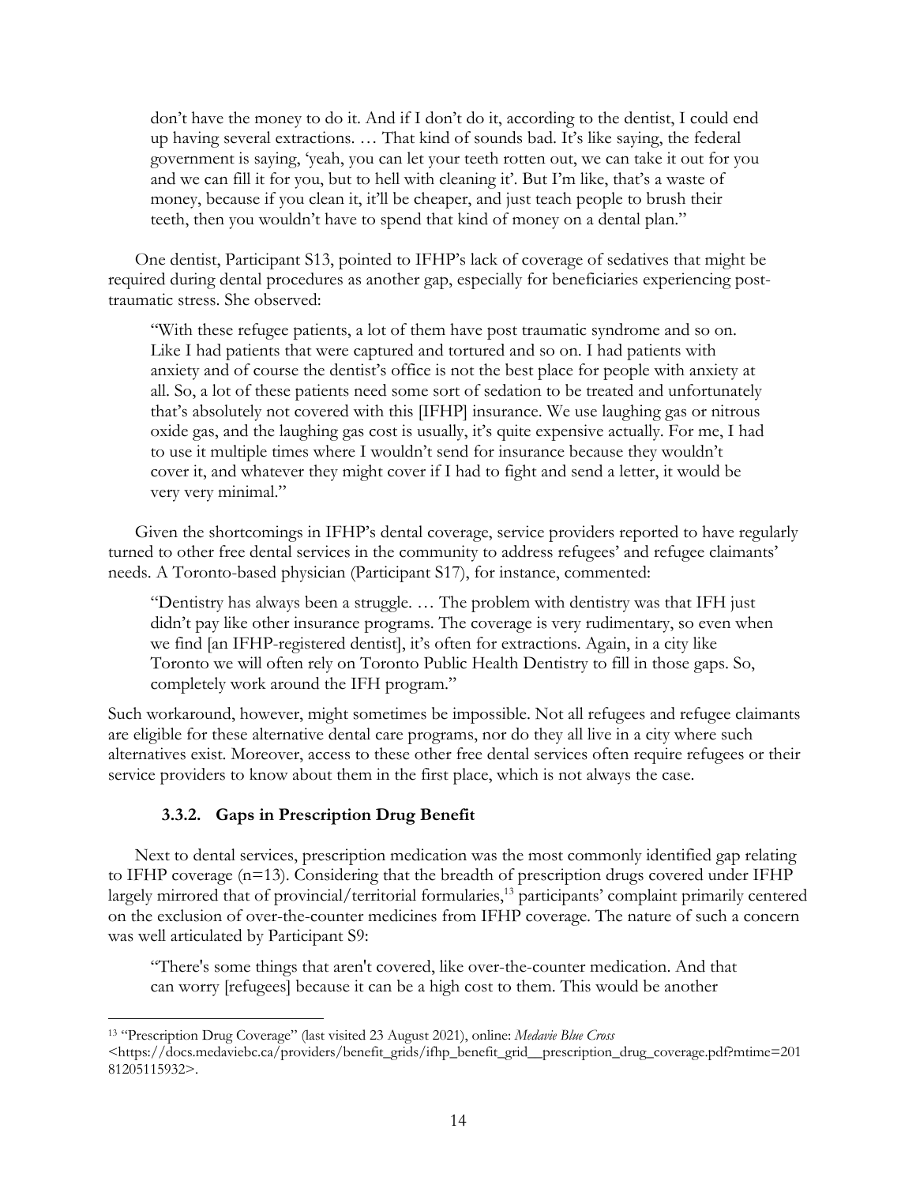don't have the money to do it. And if I don't do it, according to the dentist, I could end up having several extractions. … That kind of sounds bad. It's like saying, the federal government is saying, 'yeah, you can let your teeth rotten out, we can take it out for you and we can fill it for you, but to hell with cleaning it'. But I'm like, that's a waste of money, because if you clean it, it'll be cheaper, and just teach people to brush their teeth, then you wouldn't have to spend that kind of money on a dental plan."

One dentist, Participant S13, pointed to IFHP's lack of coverage of sedatives that might be required during dental procedures as another gap, especially for beneficiaries experiencing post-traumatic stress. She observed:

> "With these refugee patients, a lot of them have post traumatic syndrome and so on. Like I had patients that were captured and tortured and so on. I had patients with anxiety and of course the dentist's office is not the best place for people with anxiety at all. So, a lot of these patients need some sort of sedation to be treated and unfortunately that's absolutely not covered with this [IFHP] insurance. We use laughing gas or nitrous oxide gas, and the laughing gas cost is usually, it's quite expensive actually. For me, I had to use it multiple times where I wouldn't send for insurance because they wouldn't cover it, and whatever they might cover if I had to fight and send a letter, it would be very very minimal."

Given the shortcomings in IFHP's dental coverage, service providers reported to have regularly turned to other free dental services in the community to address refugees' and refugee claimants' needs. A Toronto-based physician (Participant S17), for instance, commented:

> "Dentistry has always been a struggle. … The problem with dentistry was that IFH just didn't pay like other insurance programs. The coverage is very rudimentary, so even when we find [an IFHP-registered dentist], it's often for extractions. Again, in a city like Toronto we will often rely on Toronto Public Health Dentistry to fill in those gaps. So, completely work around the IFH program."

Such workaround, however, might sometimes be impossible. Not all refugees and refugee claimants are eligible for these alternative dental care programs, nor do they all live in a city where such alternatives exist. Moreover, access to these other free dental services often require refugees or their service providers to know about them in the first place, which is not always the case.

### 3.3.2. Gaps in Prescription Drug Benefit

Next to dental services, prescription medication was the most commonly identified gap relating to IFHP coverage (n=13). Considering that the breadth of prescription drugs covered under IFHP largely mirrored that of provincial/territorial formularies,[13] participants' complaint primarily centered on the exclusion of over-the-counter medicines from IFHP coverage. The nature of such a concern was well articulated by Participant S9:

> "There's some things that aren't covered, like over-the-counter medication. And that can worry [refugees] because it can be a high cost to them. This would be another

[13] "Prescription Drug Coverage" (last visited 23 August 2021), online: *Medavie Blue Cross* <https://docs.medaviebc.ca/providers/benefit_grids/ifhp_benefit_grid__prescription_drug_coverage.pdf?mtime=20181205115932>.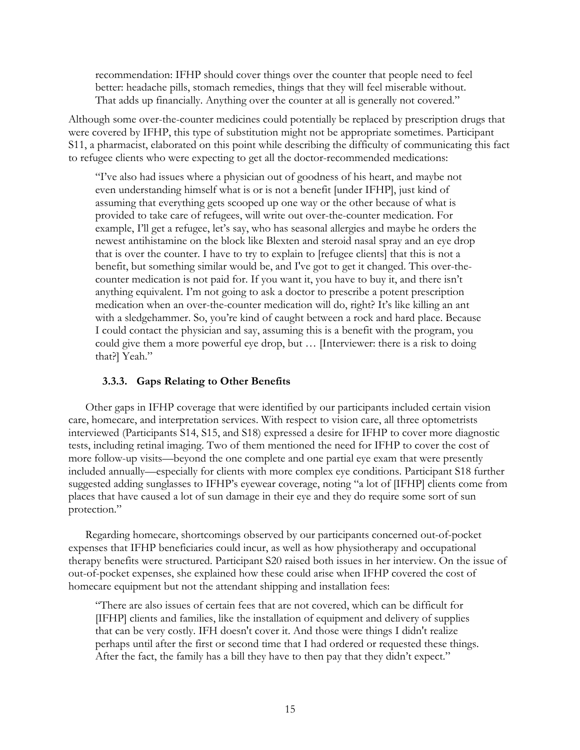> recommendation: IFHP should cover things over the counter that people need to feel better: headache pills, stomach remedies, things that they will feel miserable without. That adds up financially. Anything over the counter at all is generally not covered."

Although some over-the-counter medicines could potentially be replaced by prescription drugs that were covered by IFHP, this type of substitution might not be appropriate sometimes. Participant S11, a pharmacist, elaborated on this point while describing the difficulty of communicating this fact to refugee clients who were expecting to get all the doctor-recommended medications:

> "I've also had issues where a physician out of goodness of his heart, and maybe not even understanding himself what is or is not a benefit [under IFHP], just kind of assuming that everything gets scooped up one way or the other because of what is provided to take care of refugees, will write out over-the-counter medication. For example, I'll get a refugee, let's say, who has seasonal allergies and maybe he orders the newest antihistamine on the block like Blexten and steroid nasal spray and an eye drop that is over the counter. I have to try to explain to [refugee clients] that this is not a benefit, but something similar would be, and I've got to get it changed. This over-the-counter medication is not paid for. If you want it, you have to buy it, and there isn't anything equivalent. I'm not going to ask a doctor to prescribe a potent prescription medication when an over-the-counter medication will do, right? It's like killing an ant with a sledgehammer. So, you're kind of caught between a rock and hard place. Because I could contact the physician and say, assuming this is a benefit with the program, you could give them a more powerful eye drop, but … [Interviewer: there is a risk to doing that?] Yeah."

### 3.3.3. Gaps Relating to Other Benefits

Other gaps in IFHP coverage that were identified by our participants included certain vision care, homecare, and interpretation services. With respect to vision care, all three optometrists interviewed (Participants S14, S15, and S18) expressed a desire for IFHP to cover more diagnostic tests, including retinal imaging. Two of them mentioned the need for IFHP to cover the cost of more follow-up visits—beyond the one complete and one partial eye exam that were presently included annually—especially for clients with more complex eye conditions. Participant S18 further suggested adding sunglasses to IFHP's eyewear coverage, noting "a lot of [IFHP] clients come from places that have caused a lot of sun damage in their eye and they do require some sort of sun protection."

Regarding homecare, shortcomings observed by our participants concerned out-of-pocket expenses that IFHP beneficiaries could incur, as well as how physiotherapy and occupational therapy benefits were structured. Participant S20 raised both issues in her interview. On the issue of out-of-pocket expenses, she explained how these could arise when IFHP covered the cost of homecare equipment but not the attendant shipping and installation fees:

> "There are also issues of certain fees that are not covered, which can be difficult for [IFHP] clients and families, like the installation of equipment and delivery of supplies that can be very costly. IFH doesn't cover it. And those were things I didn't realize perhaps until after the first or second time that I had ordered or requested these things. After the fact, the family has a bill they have to then pay that they didn't expect."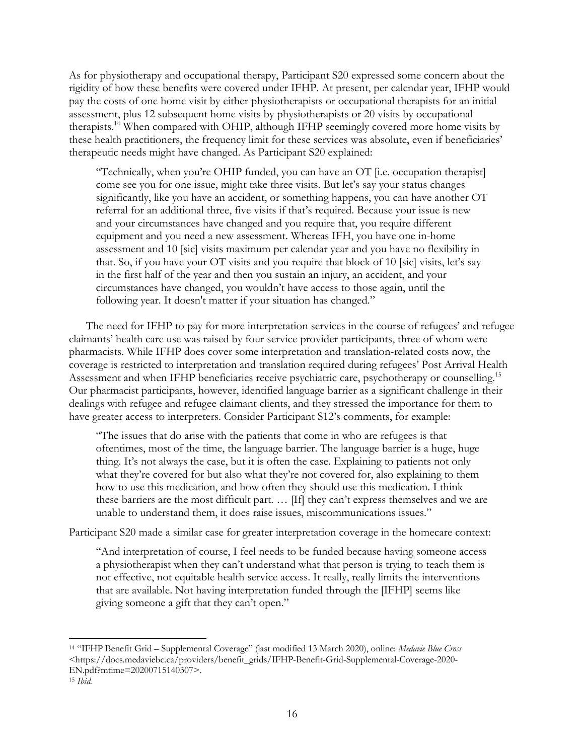As for physiotherapy and occupational therapy, Participant S20 expressed some concern about the rigidity of how these benefits were covered under IFHP. At present, per calendar year, IFHP would pay the costs of one home visit by either physiotherapists or occupational therapists for an initial assessment, plus 12 subsequent home visits by physiotherapists or 20 visits by occupational therapists.[14] When compared with OHIP, although IFHP seemingly covered more home visits by these health practitioners, the frequency limit for these services was absolute, even if beneficiaries' therapeutic needs might have changed. As Participant S20 explained:

> "Technically, when you're OHIP funded, you can have an OT [i.e. occupation therapist] come see you for one issue, might take three visits. But let's say your status changes significantly, like you have an accident, or something happens, you can have another OT referral for an additional three, five visits if that's required. Because your issue is new and your circumstances have changed and you require that, you require different equipment and you need a new assessment. Whereas IFH, you have one in-home assessment and 10 [sic] visits maximum per calendar year and you have no flexibility in that. So, if you have your OT visits and you require that block of 10 [sic] visits, let's say in the first half of the year and then you sustain an injury, an accident, and your circumstances have changed, you wouldn't have access to those again, until the following year. It doesn't matter if your situation has changed."

The need for IFHP to pay for more interpretation services in the course of refugees' and refugee claimants' health care use was raised by four service provider participants, three of whom were pharmacists. While IFHP does cover some interpretation and translation-related costs now, the coverage is restricted to interpretation and translation required during refugees' Post Arrival Health Assessment and when IFHP beneficiaries receive psychiatric care, psychotherapy or counselling.[15] Our pharmacist participants, however, identified language barrier as a significant challenge in their dealings with refugee and refugee claimant clients, and they stressed the importance for them to have greater access to interpreters. Consider Participant S12's comments, for example:

> "The issues that do arise with the patients that come in who are refugees is that oftentimes, most of the time, the language barrier. The language barrier is a huge, huge thing. It's not always the case, but it is often the case. Explaining to patients not only what they're covered for but also what they're not covered for, also explaining to them how to use this medication, and how often they should use this medication. I think these barriers are the most difficult part. … [If] they can't express themselves and we are unable to understand them, it does raise issues, miscommunications issues."

Participant S20 made a similar case for greater interpretation coverage in the homecare context:

> "And interpretation of course, I feel needs to be funded because having someone access a physiotherapist when they can't understand what that person is trying to teach them is not effective, not equitable health service access. It really, really limits the interventions that are available. Not having interpretation funded through the [IFHP] seems like giving someone a gift that they can't open."

---

[14] "IFHP Benefit Grid – Supplemental Coverage" (last modified 13 March 2020), online: *Medavie Blue Cross* <https://docs.medaviebc.ca/providers/benefit_grids/IFHP-Benefit-Grid-Supplemental-Coverage-2020-EN.pdf?mtime=20200715140307>.

[15] *Ibid.*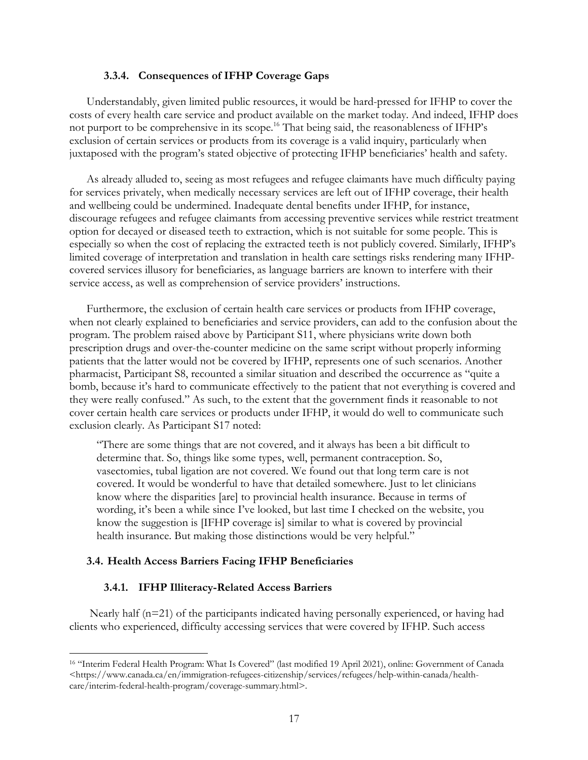#### 3.3.4. Consequences of IFHP Coverage Gaps

Understandably, given limited public resources, it would be hard-pressed for IFHP to cover the costs of every health care service and product available on the market today. And indeed, IFHP does not purport to be comprehensive in its scope.[16] That being said, the reasonableness of IFHP's exclusion of certain services or products from its coverage is a valid inquiry, particularly when juxtaposed with the program's stated objective of protecting IFHP beneficiaries' health and safety.

As already alluded to, seeing as most refugees and refugee claimants have much difficulty paying for services privately, when medically necessary services are left out of IFHP coverage, their health and wellbeing could be undermined. Inadequate dental benefits under IFHP, for instance, discourage refugees and refugee claimants from accessing preventive services while restrict treatment option for decayed or diseased teeth to extraction, which is not suitable for some people. This is especially so when the cost of replacing the extracted teeth is not publicly covered. Similarly, IFHP's limited coverage of interpretation and translation in health care settings risks rendering many IFHP-covered services illusory for beneficiaries, as language barriers are known to interfere with their service access, as well as comprehension of service providers' instructions.

Furthermore, the exclusion of certain health care services or products from IFHP coverage, when not clearly explained to beneficiaries and service providers, can add to the confusion about the program. The problem raised above by Participant S11, where physicians write down both prescription drugs and over-the-counter medicine on the same script without properly informing patients that the latter would not be covered by IFHP, represents one of such scenarios. Another pharmacist, Participant S8, recounted a similar situation and described the occurrence as "quite a bomb, because it's hard to communicate effectively to the patient that not everything is covered and they were really confused." As such, to the extent that the government finds it reasonable to not cover certain health care services or products under IFHP, it would do well to communicate such exclusion clearly. As Participant S17 noted:

> "There are some things that are not covered, and it always has been a bit difficult to determine that. So, things like some types, well, permanent contraception. So, vasectomies, tubal ligation are not covered. We found out that long term care is not covered. It would be wonderful to have that detailed somewhere. Just to let clinicians know where the disparities [are] to provincial health insurance. Because in terms of wording, it's been a while since I've looked, but last time I checked on the website, you know the suggestion is [IFHP coverage is] similar to what is covered by provincial health insurance. But making those distinctions would be very helpful."

### 3.4. Health Access Barriers Facing IFHP Beneficiaries

#### 3.4.1. IFHP Illiteracy-Related Access Barriers

Nearly half (n=21) of the participants indicated having personally experienced, or having had clients who experienced, difficulty accessing services that were covered by IFHP. Such access

---

[16] "Interim Federal Health Program: What Is Covered" (last modified 19 April 2021), online: Government of Canada <https://www.canada.ca/en/immigration-refugees-citizenship/services/refugees/help-within-canada/health-care/interim-federal-health-program/coverage-summary.html>.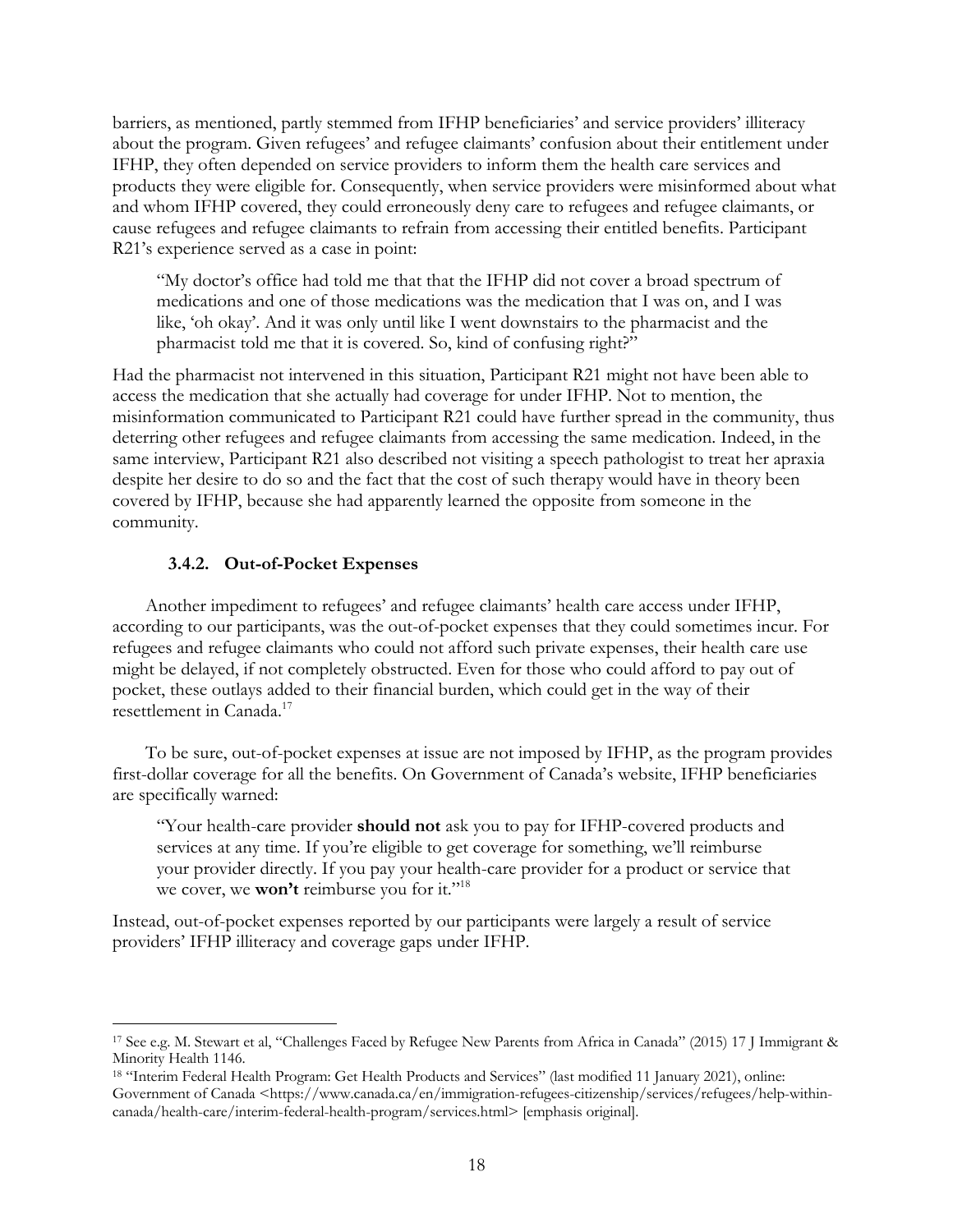barriers, as mentioned, partly stemmed from IFHP beneficiaries' and service providers' illiteracy about the program. Given refugees' and refugee claimants' confusion about their entitlement under IFHP, they often depended on service providers to inform them the health care services and products they were eligible for. Consequently, when service providers were misinformed about what and whom IFHP covered, they could erroneously deny care to refugees and refugee claimants, or cause refugees and refugee claimants to refrain from accessing their entitled benefits. Participant R21's experience served as a case in point:

> "My doctor's office had told me that that the IFHP did not cover a broad spectrum of medications and one of those medications was the medication that I was on, and I was like, 'oh okay'. And it was only until like I went downstairs to the pharmacist and the pharmacist told me that it is covered. So, kind of confusing right?"

Had the pharmacist not intervened in this situation, Participant R21 might not have been able to access the medication that she actually had coverage for under IFHP. Not to mention, the misinformation communicated to Participant R21 could have further spread in the community, thus deterring other refugees and refugee claimants from accessing the same medication. Indeed, in the same interview, Participant R21 also described not visiting a speech pathologist to treat her apraxia despite her desire to do so and the fact that the cost of such therapy would have in theory been covered by IFHP, because she had apparently learned the opposite from someone in the community.

### 3.4.2. Out-of-Pocket Expenses

Another impediment to refugees' and refugee claimants' health care access under IFHP, according to our participants, was the out-of-pocket expenses that they could sometimes incur. For refugees and refugee claimants who could not afford such private expenses, their health care use might be delayed, if not completely obstructed. Even for those who could afford to pay out of pocket, these outlays added to their financial burden, which could get in the way of their resettlement in Canada.[17]

To be sure, out-of-pocket expenses at issue are not imposed by IFHP, as the program provides first-dollar coverage for all the benefits. On Government of Canada's website, IFHP beneficiaries are specifically warned:

> "Your health-care provider **should not** ask you to pay for IFHP-covered products and services at any time. If you're eligible to get coverage for something, we'll reimburse your provider directly. If you pay your health-care provider for a product or service that we cover, we **won't** reimburse you for it."[18]

Instead, out-of-pocket expenses reported by our participants were largely a result of service providers' IFHP illiteracy and coverage gaps under IFHP.

---

[17] See e.g. M. Stewart et al, "Challenges Faced by Refugee New Parents from Africa in Canada" (2015) 17 J Immigrant & Minority Health 1146.

[18] "Interim Federal Health Program: Get Health Products and Services" (last modified 11 January 2021), online: Government of Canada <https://www.canada.ca/en/immigration-refugees-citizenship/services/refugees/help-within-canada/health-care/interim-federal-health-program/services.html> [emphasis original].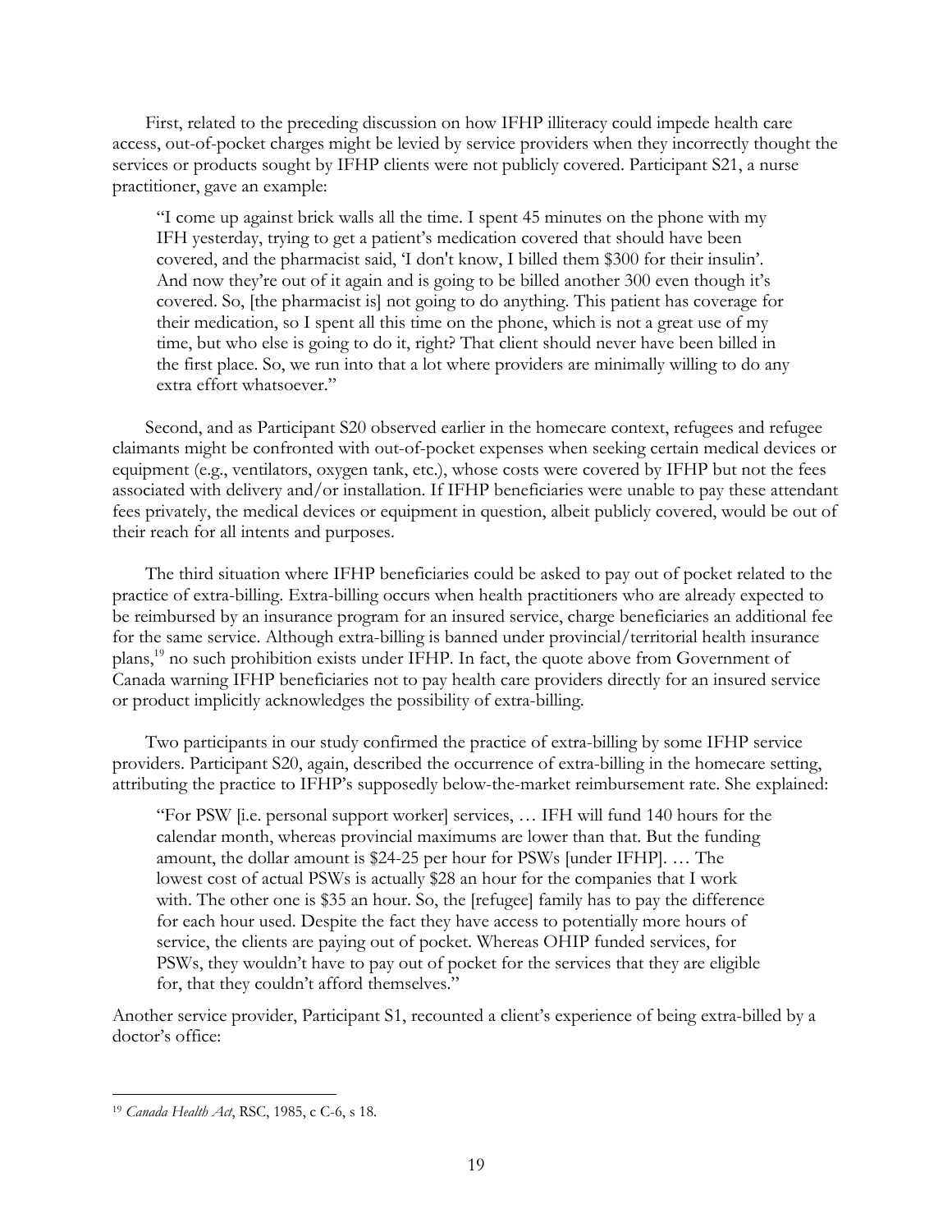First, related to the preceding discussion on how IFHP illiteracy could impede health care access, out-of-pocket charges might be levied by service providers when they incorrectly thought the services or products sought by IFHP clients were not publicly covered. Participant S21, a nurse practitioner, gave an example:

> "I come up against brick walls all the time. I spent 45 minutes on the phone with my IFH yesterday, trying to get a patient's medication covered that should have been covered, and the pharmacist said, 'I don't know, I billed them $300 for their insulin'. And now they're out of it again and is going to be billed another 300 even though it's covered. So, [the pharmacist is] not going to do anything. This patient has coverage for their medication, so I spent all this time on the phone, which is not a great use of my time, but who else is going to do it, right? That client should never have been billed in the first place. So, we run into that a lot where providers are minimally willing to do any extra effort whatsoever."

Second, and as Participant S20 observed earlier in the homecare context, refugees and refugee claimants might be confronted with out-of-pocket expenses when seeking certain medical devices or equipment (e.g., ventilators, oxygen tank, etc.), whose costs were covered by IFHP but not the fees associated with delivery and/or installation. If IFHP beneficiaries were unable to pay these attendant fees privately, the medical devices or equipment in question, albeit publicly covered, would be out of their reach for all intents and purposes.

The third situation where IFHP beneficiaries could be asked to pay out of pocket related to the practice of extra-billing. Extra-billing occurs when health practitioners who are already expected to be reimbursed by an insurance program for an insured service, charge beneficiaries an additional fee for the same service. Although extra-billing is banned under provincial/territorial health insurance plans,[19] no such prohibition exists under IFHP. In fact, the quote above from Government of Canada warning IFHP beneficiaries not to pay health care providers directly for an insured service or product implicitly acknowledges the possibility of extra-billing.

Two participants in our study confirmed the practice of extra-billing by some IFHP service providers. Participant S20, again, described the occurrence of extra-billing in the homecare setting, attributing the practice to IFHP's supposedly below-the-market reimbursement rate. She explained:

> "For PSW [i.e. personal support worker] services, … IFH will fund 140 hours for the calendar month, whereas provincial maximums are lower than that. But the funding amount, the dollar amount is $24-25 per hour for PSWs [under IFHP]. … The lowest cost of actual PSWs is actually $28 an hour for the companies that I work with. The other one is $35 an hour. So, the [refugee] family has to pay the difference for each hour used. Despite the fact they have access to potentially more hours of service, the clients are paying out of pocket. Whereas OHIP funded services, for PSWs, they wouldn't have to pay out of pocket for the services that they are eligible for, that they couldn't afford themselves."

Another service provider, Participant S1, recounted a client's experience of being extra-billed by a doctor's office:

---

[19] *Canada Health Act*, RSC, 1985, c C-6, s 18.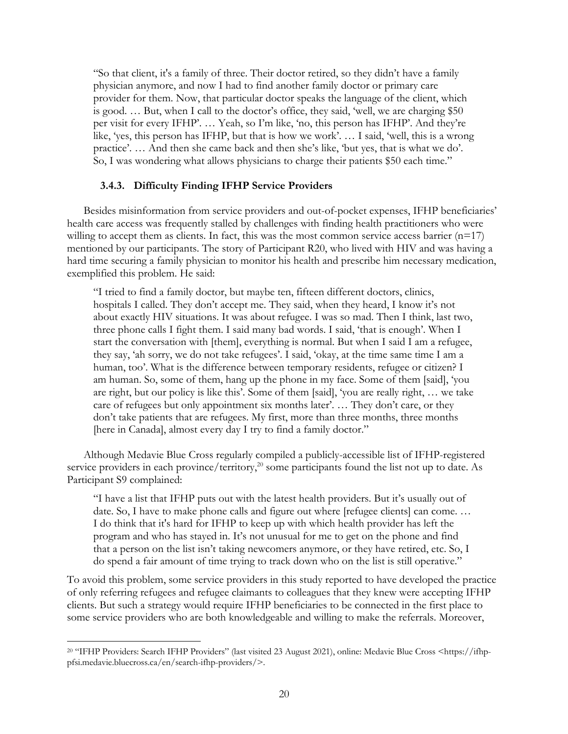> "So that client, it's a family of three. Their doctor retired, so they didn't have a family physician anymore, and now I had to find another family doctor or primary care provider for them. Now, that particular doctor speaks the language of the client, which is good. … But, when I call to the doctor's office, they said, 'well, we are charging $50 per visit for every IFHP'. … Yeah, so I'm like, 'no, this person has IFHP'. And they're like, 'yes, this person has IFHP, but that is how we work'. … I said, 'well, this is a wrong practice'. … And then she came back and then she's like, 'but yes, that is what we do'. So, I was wondering what allows physicians to charge their patients $50 each time."

### 3.4.3. Difficulty Finding IFHP Service Providers

Besides misinformation from service providers and out-of-pocket expenses, IFHP beneficiaries' health care access was frequently stalled by challenges with finding health practitioners who were willing to accept them as clients. In fact, this was the most common service access barrier (n=17) mentioned by our participants. The story of Participant R20, who lived with HIV and was having a hard time securing a family physician to monitor his health and prescribe him necessary medication, exemplified this problem. He said:

> "I tried to find a family doctor, but maybe ten, fifteen different doctors, clinics, hospitals I called. They don't accept me. They said, when they heard, I know it's not about exactly HIV situations. It was about refugee. I was so mad. Then I think, last two, three phone calls I fight them. I said many bad words. I said, 'that is enough'. When I start the conversation with [them], everything is normal. But when I said I am a refugee, they say, 'ah sorry, we do not take refugees'. I said, 'okay, at the time same time I am a human, too'. What is the difference between temporary residents, refugee or citizen? I am human. So, some of them, hang up the phone in my face. Some of them [said], 'you are right, but our policy is like this'. Some of them [said], 'you are really right, … we take care of refugees but only appointment six months later'. … They don't care, or they don't take patients that are refugees. My first, more than three months, three months [here in Canada], almost every day I try to find a family doctor."

Although Medavie Blue Cross regularly compiled a publicly-accessible list of IFHP-registered service providers in each province/territory,[20] some participants found the list not up to date. As Participant S9 complained:

> "I have a list that IFHP puts out with the latest health providers. But it's usually out of date. So, I have to make phone calls and figure out where [refugee clients] can come. … I do think that it's hard for IFHP to keep up with which health provider has left the program and who has stayed in. It's not unusual for me to get on the phone and find that a person on the list isn't taking newcomers anymore, or they have retired, etc. So, I do spend a fair amount of time trying to track down who on the list is still operative."

To avoid this problem, some service providers in this study reported to have developed the practice of only referring refugees and refugee claimants to colleagues that they knew were accepting IFHP clients. But such a strategy would require IFHP beneficiaries to be connected in the first place to some service providers who are both knowledgeable and willing to make the referrals. Moreover,

---

[20] "IFHP Providers: Search IFHP Providers" (last visited 23 August 2021), online: Medavie Blue Cross <https://ifhp-pfsi.medavie.bluecross.ca/en/search-ifhp-providers/>.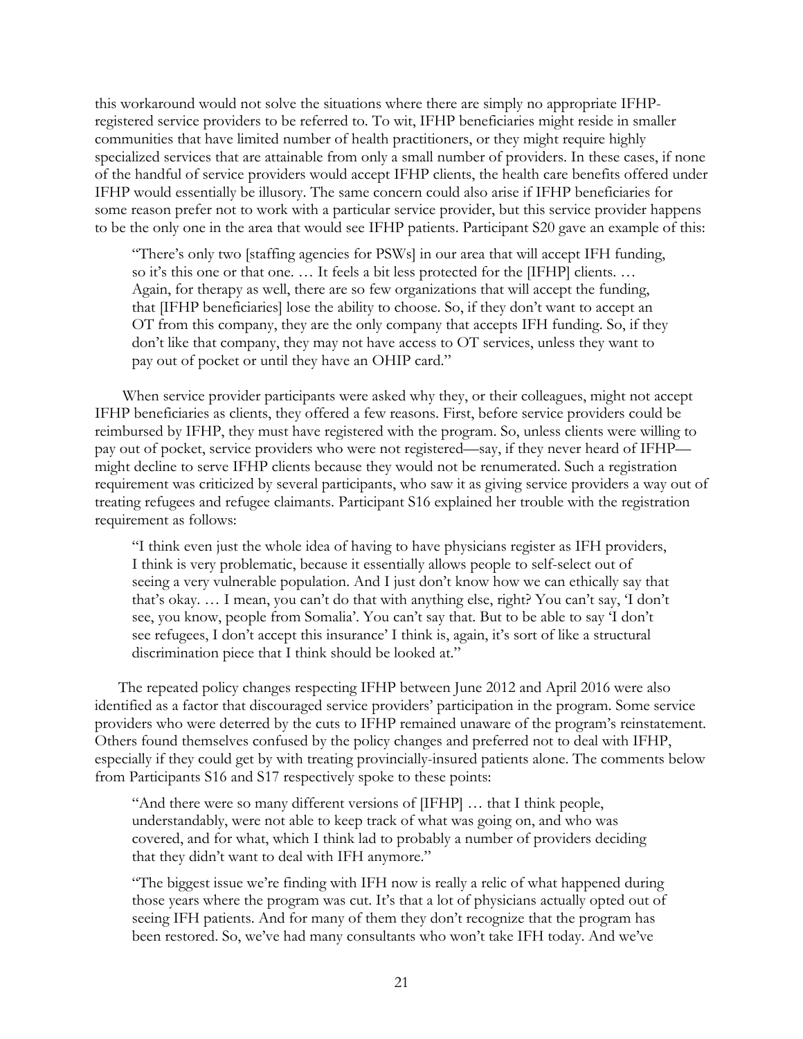this workaround would not solve the situations where there are simply no appropriate IFHP-registered service providers to be referred to. To wit, IFHP beneficiaries might reside in smaller communities that have limited number of health practitioners, or they might require highly specialized services that are attainable from only a small number of providers. In these cases, if none of the handful of service providers would accept IFHP clients, the health care benefits offered under IFHP would essentially be illusory. The same concern could also arise if IFHP beneficiaries for some reason prefer not to work with a particular service provider, but this service provider happens to be the only one in the area that would see IFHP patients. Participant S20 gave an example of this:

> "There's only two [staffing agencies for PSWs] in our area that will accept IFH funding, so it's this one or that one. … It feels a bit less protected for the [IFHP] clients. … Again, for therapy as well, there are so few organizations that will accept the funding, that [IFHP beneficiaries] lose the ability to choose. So, if they don't want to accept an OT from this company, they are the only company that accepts IFH funding. So, if they don't like that company, they may not have access to OT services, unless they want to pay out of pocket or until they have an OHIP card."

When service provider participants were asked why they, or their colleagues, might not accept IFHP beneficiaries as clients, they offered a few reasons. First, before service providers could be reimbursed by IFHP, they must have registered with the program. So, unless clients were willing to pay out of pocket, service providers who were not registered—say, if they never heard of IFHP—might decline to serve IFHP clients because they would not be renumerated. Such a registration requirement was criticized by several participants, who saw it as giving service providers a way out of treating refugees and refugee claimants. Participant S16 explained her trouble with the registration requirement as follows:

> "I think even just the whole idea of having to have physicians register as IFH providers, I think is very problematic, because it essentially allows people to self-select out of seeing a very vulnerable population. And I just don't know how we can ethically say that that's okay. … I mean, you can't do that with anything else, right? You can't say, 'I don't see, you know, people from Somalia'. You can't say that. But to be able to say 'I don't see refugees, I don't accept this insurance' I think is, again, it's sort of like a structural discrimination piece that I think should be looked at."

The repeated policy changes respecting IFHP between June 2012 and April 2016 were also identified as a factor that discouraged service providers' participation in the program. Some service providers who were deterred by the cuts to IFHP remained unaware of the program's reinstatement. Others found themselves confused by the policy changes and preferred not to deal with IFHP, especially if they could get by with treating provincially-insured patients alone. The comments below from Participants S16 and S17 respectively spoke to these points:

> "And there were so many different versions of [IFHP] … that I think people, understandably, were not able to keep track of what was going on, and who was covered, and for what, which I think lad to probably a number of providers deciding that they didn't want to deal with IFH anymore."

> "The biggest issue we're finding with IFH now is really a relic of what happened during those years where the program was cut. It's that a lot of physicians actually opted out of seeing IFH patients. And for many of them they don't recognize that the program has been restored. So, we've had many consultants who won't take IFH today. And we've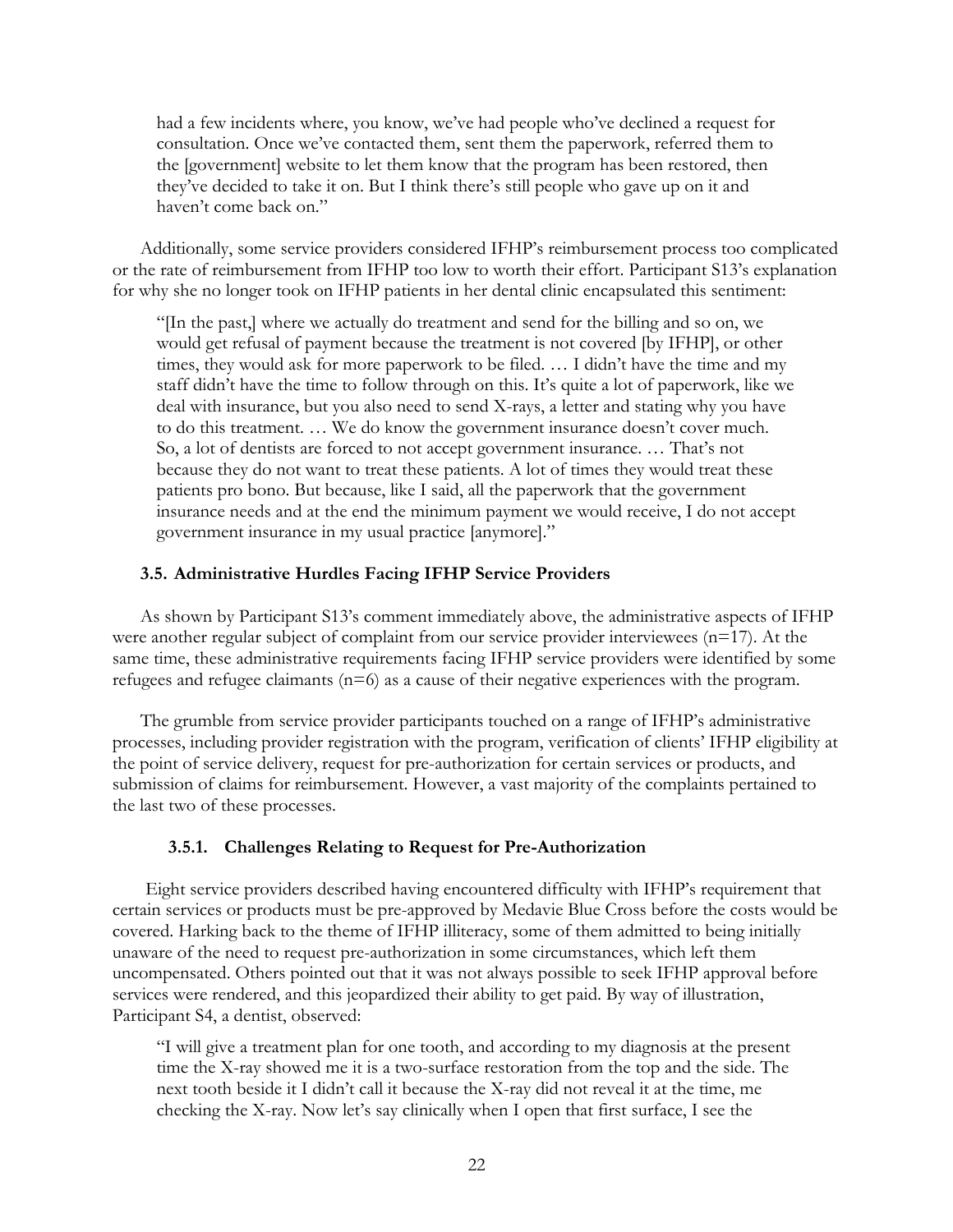had a few incidents where, you know, we've had people who've declined a request for consultation. Once we've contacted them, sent them the paperwork, referred them to the [government] website to let them know that the program has been restored, then they've decided to take it on. But I think there's still people who gave up on it and haven't come back on."

Additionally, some service providers considered IFHP's reimbursement process too complicated or the rate of reimbursement from IFHP too low to worth their effort. Participant S13's explanation for why she no longer took on IFHP patients in her dental clinic encapsulated this sentiment:

> "[In the past,] where we actually do treatment and send for the billing and so on, we would get refusal of payment because the treatment is not covered [by IFHP], or other times, they would ask for more paperwork to be filed. … I didn't have the time and my staff didn't have the time to follow through on this. It's quite a lot of paperwork, like we deal with insurance, but you also need to send X-rays, a letter and stating why you have to do this treatment. … We do know the government insurance doesn't cover much. So, a lot of dentists are forced to not accept government insurance. … That's not because they do not want to treat these patients. A lot of times they would treat these patients pro bono. But because, like I said, all the paperwork that the government insurance needs and at the end the minimum payment we would receive, I do not accept government insurance in my usual practice [anymore]."

### 3.5. Administrative Hurdles Facing IFHP Service Providers

As shown by Participant S13's comment immediately above, the administrative aspects of IFHP were another regular subject of complaint from our service provider interviewees (n=17). At the same time, these administrative requirements facing IFHP service providers were identified by some refugees and refugee claimants (n=6) as a cause of their negative experiences with the program.

The grumble from service provider participants touched on a range of IFHP's administrative processes, including provider registration with the program, verification of clients' IFHP eligibility at the point of service delivery, request for pre-authorization for certain services or products, and submission of claims for reimbursement. However, a vast majority of the complaints pertained to the last two of these processes.

#### 3.5.1. Challenges Relating to Request for Pre-Authorization

Eight service providers described having encountered difficulty with IFHP's requirement that certain services or products must be pre-approved by Medavie Blue Cross before the costs would be covered. Harking back to the theme of IFHP illiteracy, some of them admitted to being initially unaware of the need to request pre-authorization in some circumstances, which left them uncompensated. Others pointed out that it was not always possible to seek IFHP approval before services were rendered, and this jeopardized their ability to get paid. By way of illustration, Participant S4, a dentist, observed:

> "I will give a treatment plan for one tooth, and according to my diagnosis at the present time the X-ray showed me it is a two-surface restoration from the top and the side. The next tooth beside it I didn't call it because the X-ray did not reveal it at the time, me checking the X-ray. Now let's say clinically when I open that first surface, I see the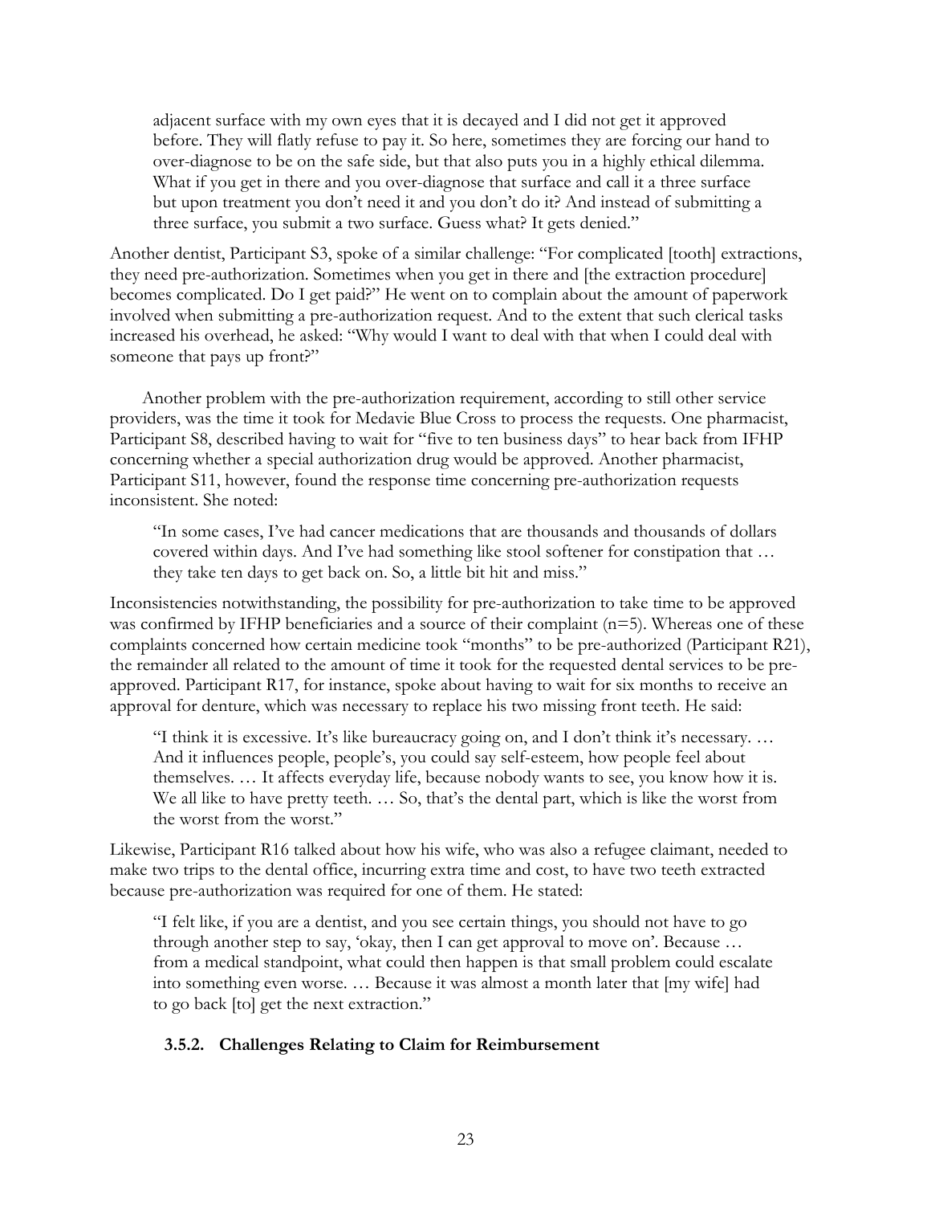adjacent surface with my own eyes that it is decayed and I did not get it approved before. They will flatly refuse to pay it. So here, sometimes they are forcing our hand to over-diagnose to be on the safe side, but that also puts you in a highly ethical dilemma. What if you get in there and you over-diagnose that surface and call it a three surface but upon treatment you don't need it and you don't do it? And instead of submitting a three surface, you submit a two surface. Guess what? It gets denied."

Another dentist, Participant S3, spoke of a similar challenge: "For complicated [tooth] extractions, they need pre-authorization. Sometimes when you get in there and [the extraction procedure] becomes complicated. Do I get paid?" He went on to complain about the amount of paperwork involved when submitting a pre-authorization request. And to the extent that such clerical tasks increased his overhead, he asked: "Why would I want to deal with that when I could deal with someone that pays up front?"

Another problem with the pre-authorization requirement, according to still other service providers, was the time it took for Medavie Blue Cross to process the requests. One pharmacist, Participant S8, described having to wait for "five to ten business days" to hear back from IFHP concerning whether a special authorization drug would be approved. Another pharmacist, Participant S11, however, found the response time concerning pre-authorization requests inconsistent. She noted:

> "In some cases, I've had cancer medications that are thousands and thousands of dollars covered within days. And I've had something like stool softener for constipation that … they take ten days to get back on. So, a little bit hit and miss."

Inconsistencies notwithstanding, the possibility for pre-authorization to take time to be approved was confirmed by IFHP beneficiaries and a source of their complaint (n=5). Whereas one of these complaints concerned how certain medicine took "months" to be pre-authorized (Participant R21), the remainder all related to the amount of time it took for the requested dental services to be pre-approved. Participant R17, for instance, spoke about having to wait for six months to receive an approval for denture, which was necessary to replace his two missing front teeth. He said:

> "I think it is excessive. It's like bureaucracy going on, and I don't think it's necessary. … And it influences people, people's, you could say self-esteem, how people feel about themselves. … It affects everyday life, because nobody wants to see, you know how it is. We all like to have pretty teeth. … So, that's the dental part, which is like the worst from the worst from the worst."

Likewise, Participant R16 talked about how his wife, who was also a refugee claimant, needed to make two trips to the dental office, incurring extra time and cost, to have two teeth extracted because pre-authorization was required for one of them. He stated:

> "I felt like, if you are a dentist, and you see certain things, you should not have to go through another step to say, 'okay, then I can get approval to move on'. Because … from a medical standpoint, what could then happen is that small problem could escalate into something even worse. … Because it was almost a month later that [my wife] had to go back [to] get the next extraction."

### 3.5.2. Challenges Relating to Claim for Reimbursement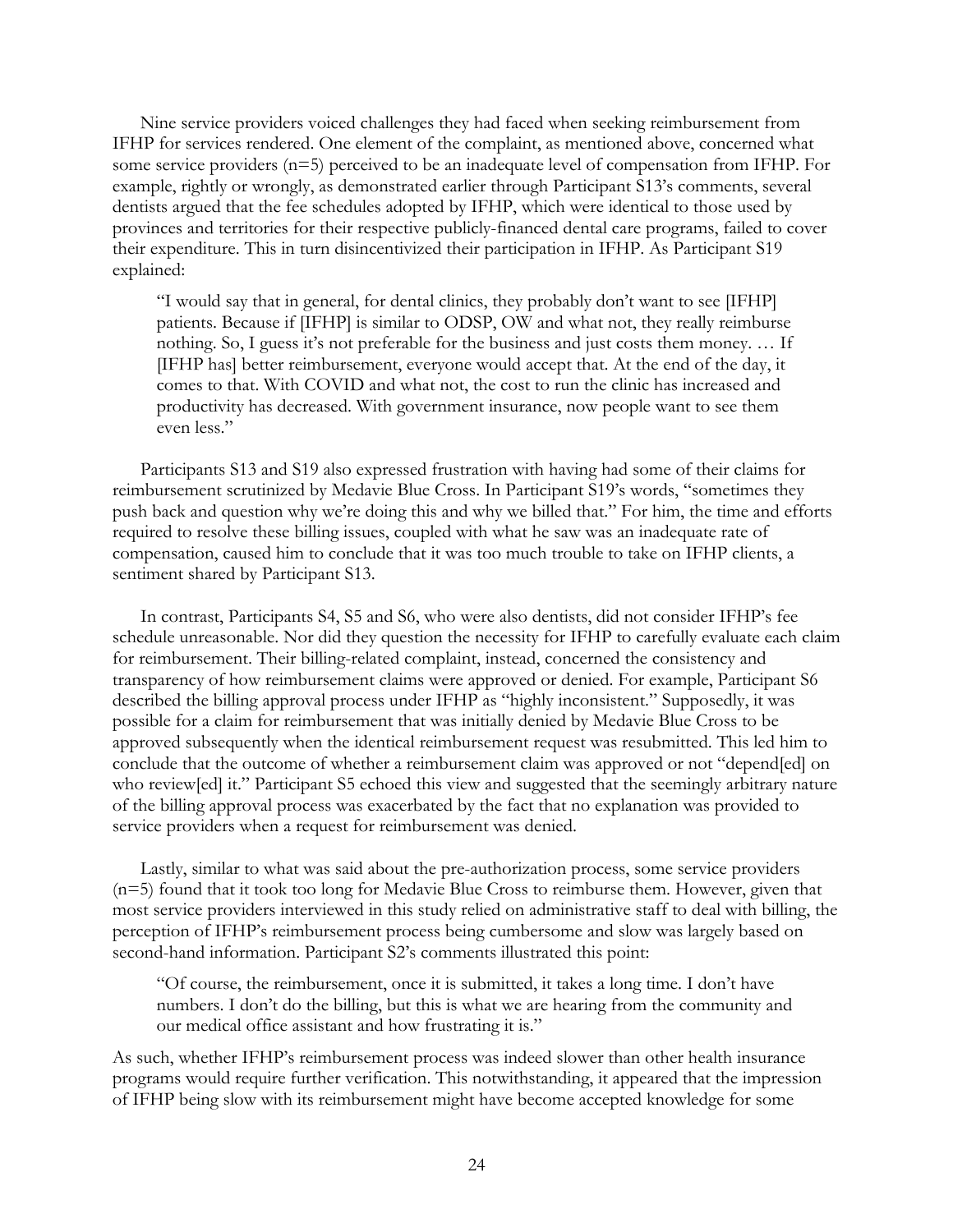Nine service providers voiced challenges they had faced when seeking reimbursement from IFHP for services rendered. One element of the complaint, as mentioned above, concerned what some service providers (n=5) perceived to be an inadequate level of compensation from IFHP. For example, rightly or wrongly, as demonstrated earlier through Participant S13's comments, several dentists argued that the fee schedules adopted by IFHP, which were identical to those used by provinces and territories for their respective publicly-financed dental care programs, failed to cover their expenditure. This in turn disincentivized their participation in IFHP. As Participant S19 explained:

> "I would say that in general, for dental clinics, they probably don't want to see [IFHP] patients. Because if [IFHP] is similar to ODSP, OW and what not, they really reimburse nothing. So, I guess it's not preferable for the business and just costs them money. … If [IFHP has] better reimbursement, everyone would accept that. At the end of the day, it comes to that. With COVID and what not, the cost to run the clinic has increased and productivity has decreased. With government insurance, now people want to see them even less."

Participants S13 and S19 also expressed frustration with having had some of their claims for reimbursement scrutinized by Medavie Blue Cross. In Participant S19's words, "sometimes they push back and question why we're doing this and why we billed that." For him, the time and efforts required to resolve these billing issues, coupled with what he saw was an inadequate rate of compensation, caused him to conclude that it was too much trouble to take on IFHP clients, a sentiment shared by Participant S13.

In contrast, Participants S4, S5 and S6, who were also dentists, did not consider IFHP's fee schedule unreasonable. Nor did they question the necessity for IFHP to carefully evaluate each claim for reimbursement. Their billing-related complaint, instead, concerned the consistency and transparency of how reimbursement claims were approved or denied. For example, Participant S6 described the billing approval process under IFHP as "highly inconsistent." Supposedly, it was possible for a claim for reimbursement that was initially denied by Medavie Blue Cross to be approved subsequently when the identical reimbursement request was resubmitted. This led him to conclude that the outcome of whether a reimbursement claim was approved or not "depend[ed] on who review[ed] it." Participant S5 echoed this view and suggested that the seemingly arbitrary nature of the billing approval process was exacerbated by the fact that no explanation was provided to service providers when a request for reimbursement was denied.

Lastly, similar to what was said about the pre-authorization process, some service providers (n=5) found that it took too long for Medavie Blue Cross to reimburse them. However, given that most service providers interviewed in this study relied on administrative staff to deal with billing, the perception of IFHP's reimbursement process being cumbersome and slow was largely based on second-hand information. Participant S2's comments illustrated this point:

> "Of course, the reimbursement, once it is submitted, it takes a long time. I don't have numbers. I don't do the billing, but this is what we are hearing from the community and our medical office assistant and how frustrating it is."

As such, whether IFHP's reimbursement process was indeed slower than other health insurance programs would require further verification. This notwithstanding, it appeared that the impression of IFHP being slow with its reimbursement might have become accepted knowledge for some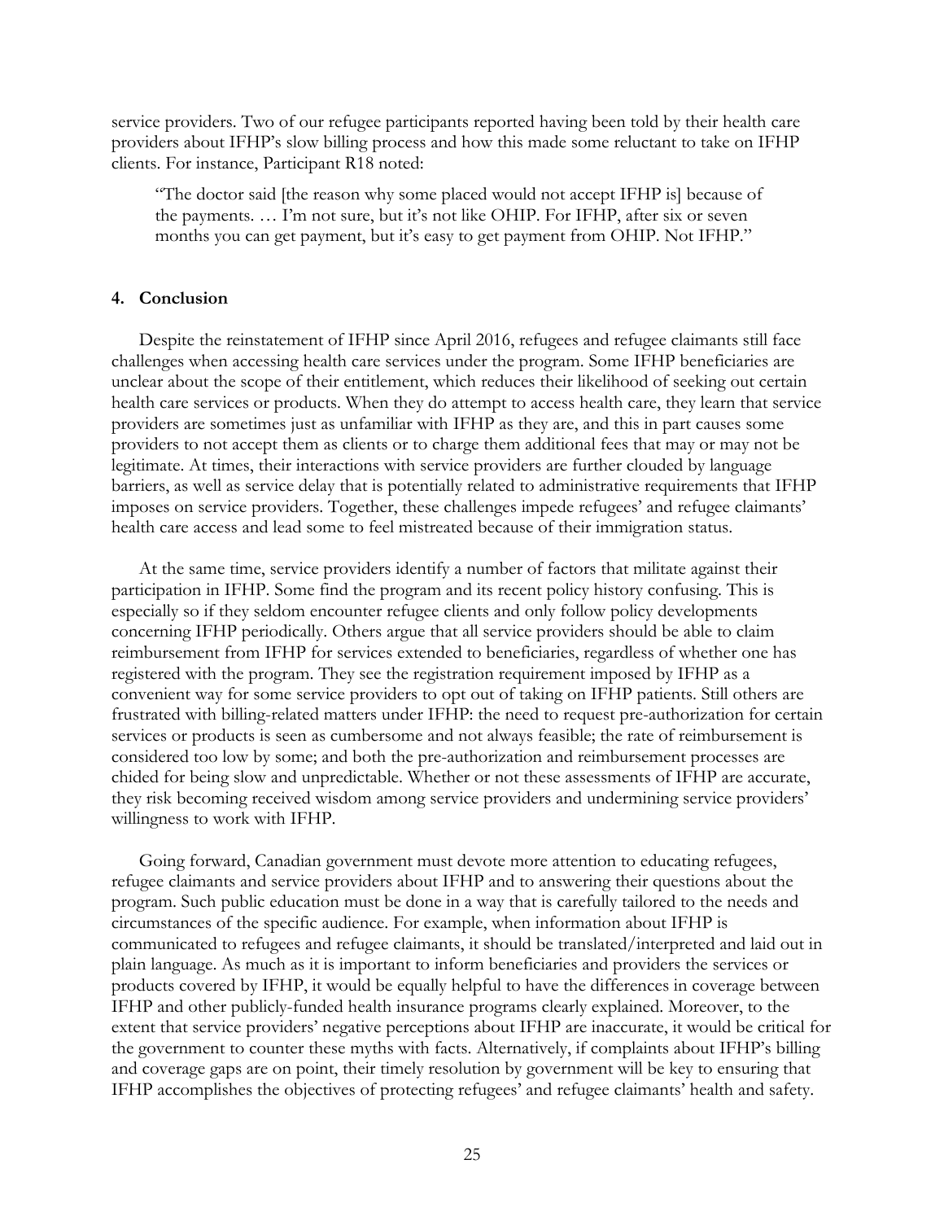service providers. Two of our refugee participants reported having been told by their health care providers about IFHP's slow billing process and how this made some reluctant to take on IFHP clients. For instance, Participant R18 noted:

> "The doctor said [the reason why some placed would not accept IFHP is] because of the payments. … I'm not sure, but it's not like OHIP. For IFHP, after six or seven months you can get payment, but it's easy to get payment from OHIP. Not IFHP."

### 4. Conclusion

Despite the reinstatement of IFHP since April 2016, refugees and refugee claimants still face challenges when accessing health care services under the program. Some IFHP beneficiaries are unclear about the scope of their entitlement, which reduces their likelihood of seeking out certain health care services or products. When they do attempt to access health care, they learn that service providers are sometimes just as unfamiliar with IFHP as they are, and this in part causes some providers to not accept them as clients or to charge them additional fees that may or may not be legitimate. At times, their interactions with service providers are further clouded by language barriers, as well as service delay that is potentially related to administrative requirements that IFHP imposes on service providers. Together, these challenges impede refugees' and refugee claimants' health care access and lead some to feel mistreated because of their immigration status.

At the same time, service providers identify a number of factors that militate against their participation in IFHP. Some find the program and its recent policy history confusing. This is especially so if they seldom encounter refugee clients and only follow policy developments concerning IFHP periodically. Others argue that all service providers should be able to claim reimbursement from IFHP for services extended to beneficiaries, regardless of whether one has registered with the program. They see the registration requirement imposed by IFHP as a convenient way for some service providers to opt out of taking on IFHP patients. Still others are frustrated with billing-related matters under IFHP: the need to request pre-authorization for certain services or products is seen as cumbersome and not always feasible; the rate of reimbursement is considered too low by some; and both the pre-authorization and reimbursement processes are chided for being slow and unpredictable. Whether or not these assessments of IFHP are accurate, they risk becoming received wisdom among service providers and undermining service providers' willingness to work with IFHP.

Going forward, Canadian government must devote more attention to educating refugees, refugee claimants and service providers about IFHP and to answering their questions about the program. Such public education must be done in a way that is carefully tailored to the needs and circumstances of the specific audience. For example, when information about IFHP is communicated to refugees and refugee claimants, it should be translated/interpreted and laid out in plain language. As much as it is important to inform beneficiaries and providers the services or products covered by IFHP, it would be equally helpful to have the differences in coverage between IFHP and other publicly-funded health insurance programs clearly explained. Moreover, to the extent that service providers' negative perceptions about IFHP are inaccurate, it would be critical for the government to counter these myths with facts. Alternatively, if complaints about IFHP's billing and coverage gaps are on point, their timely resolution by government will be key to ensuring that IFHP accomplishes the objectives of protecting refugees' and refugee claimants' health and safety.